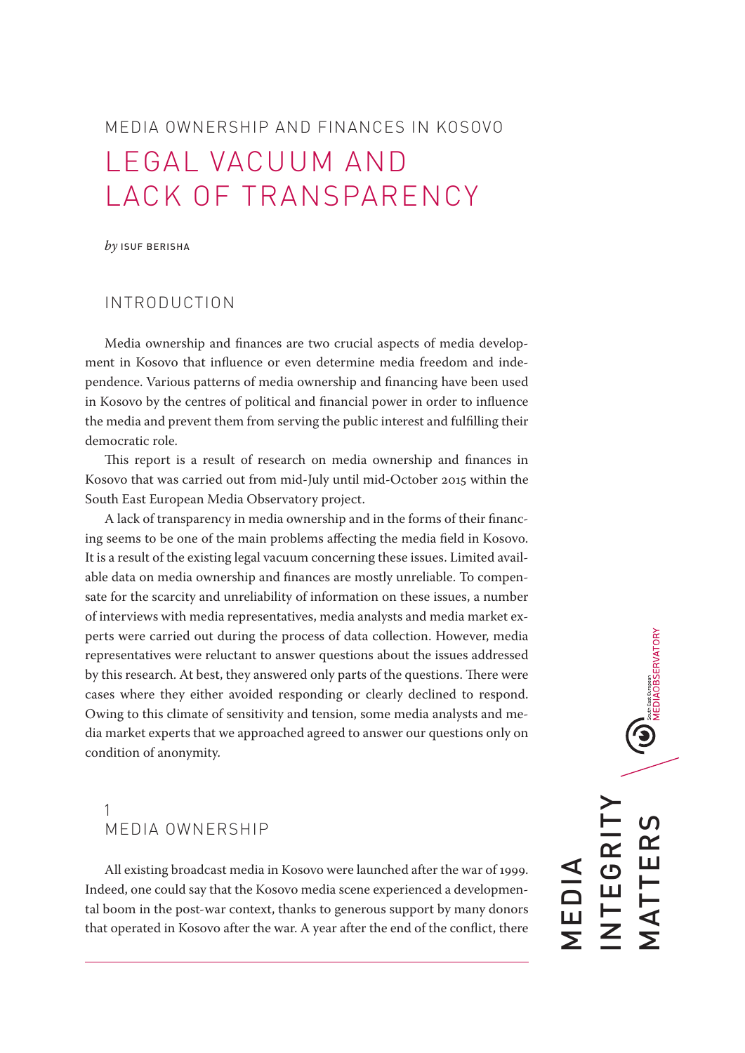MEDIA OWNERSHIP AND FINANCES IN KOSOVO

# LEGAL VACUUM AND LACK OF TRANSPARENCY

*by* ISUF BERISHA

## INTRODUCTION

Media ownership and finances are two crucial aspects of media development in Kosovo that influence or even determine media freedom and independence. Various patterns of media ownership and financing have been used in Kosovo by the centres of political and financial power in order to influence the media and prevent them from serving the public interest and fulfilling their democratic role.

This report is a result of research on media ownership and finances in Kosovo that was carried out from mid-July until mid-October 2015 within the South East European Media Observatory project.

A lack of transparency in media ownership and in the forms of their financing seems to be one of the main problems affecting the media field in Kosovo. It is a result of the existing legal vacuum concerning these issues. Limited available data on media ownership and finances are mostly unreliable. To compensate for the scarcity and unreliability of information on these issues, a number of interviews with media representatives, media analysts and media market experts were carried out during the process of data collection. However, media representatives were reluctant to answer questions about the issues addressed by this research. At best, they answered only parts of the questions. There were cases where they either avoided responding or clearly declined to respond. Owing to this climate of sensitivity and tension, some media analysts and media market experts that we approached agreed to answer our questions only on condition of anonymity.

## 1 MEDIA OWNERSHIP

All existing broadcast media in Kosovo were launched after the war of 1999. Indeed, one could say that the Kosovo media scene experienced a developmental boom in the post-war context, thanks to generous support by many donors that operated in Kosovo after the war. A year after the end of the conflict, there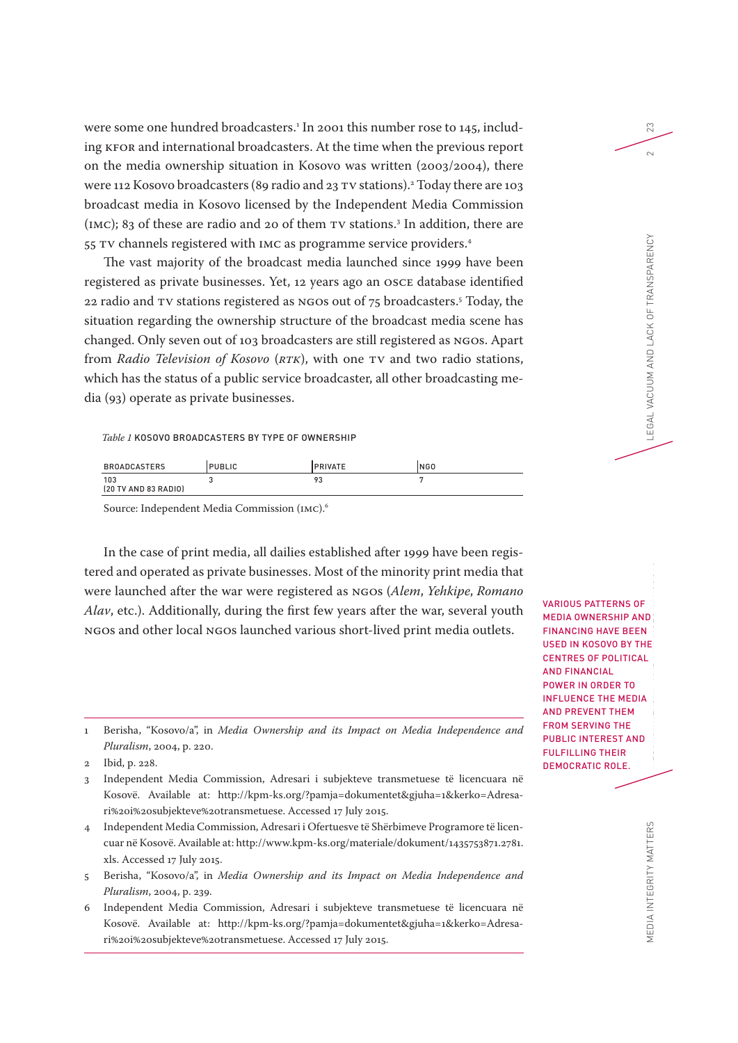were some one hundred broadcasters.[1] In 2001 this number rose to 145, including KFOR and international broadcasters. At the time when the previous report on the media ownership situation in Kosovo was written (2003/2004), there were 112 Kosovo broadcasters (89 radio and 23 TV stations).[2] Today there are 103 broadcast media in Kosovo licensed by the Independent Media Commission (IMC); 83 of these are radio and 20 of them TV stations.[3] In addition, there are 55 TV channels registered with IMC as programme service providers.[4]

The vast majority of the broadcast media launched since 1999 have been registered as private businesses. Yet, 12 years ago an OSCE database identified 22 radio and TV stations registered as NGOs out of 75 broadcasters.[5] Today, the situation regarding the ownership structure of the broadcast media scene has changed. Only seven out of 103 broadcasters are still registered as NGOs. Apart from *Radio Television of Kosovo* (*RTK*), with one TV and two radio stations, which has the status of a public service broadcaster, all other broadcasting media (93) operate as private businesses.

*Table 1* KOSOVO BROADCASTERS BY TYPE OF OWNERSHIP

| BROADCASTERS | PUBLIC | PRIVATE | NGO |
|---|---|---|---|
| 103 (20 TV AND 83 RADIO) | 3 | 93 | 7 |

Source: Independent Media Commission (IMC).[6]

In the case of print media, all dailies established after 1999 have been registered and operated as private businesses. Most of the minority print media that were launched after the war were registered as NGOs (*Alem*, *Yehkipe*, *Romano Alav*, etc.). Additionally, during the first few years after the war, several youth NGOs and other local NGOs launched various short-lived print media outlets.

**VARIOUS PATTERNS OF MEDIA OWNERSHIP AND FINANCING HAVE BEEN USED IN KOSOVO BY THE CENTRES OF POLITICAL AND FINANCIAL POWER IN ORDER TO INFLUENCE THE MEDIA AND PREVENT THEM FROM SERVING THE PUBLIC INTEREST AND FULFILLING THEIR DEMOCRATIC ROLE.**

---

1 Berisha, "Kosovo/a", in *Media Ownership and its Impact on Media Independence and Pluralism*, 2004, p. 220.

2 Ibid, p. 228.

3 Independent Media Commission, Adresari i subjekteve transmetuese të licencuara në Kosovë. Available at: http://kpm-ks.org/?pamja=dokumentet&gjuha=1&kerko=Adresari%20i%20subjekteve%20transmetuese. Accessed 17 July 2015.

4 Independent Media Commission, Adresari i Ofertuesve të Shërbimeve Programore të licencuar në Kosovë. Available at: http://www.kpm-ks.org/materiale/dokument/1435753871.2781.xls. Accessed 17 July 2015.

5 Berisha, "Kosovo/a", in *Media Ownership and its Impact on Media Independence and Pluralism*, 2004, p. 239.

6 Independent Media Commission, Adresari i subjekteve transmetuese të licencuara në Kosovë. Available at: http://kpm-ks.org/?pamja=dokumentet&gjuha=1&kerko=Adresari%20i%20subjekteve%20transmetuese. Accessed 17 July 2015.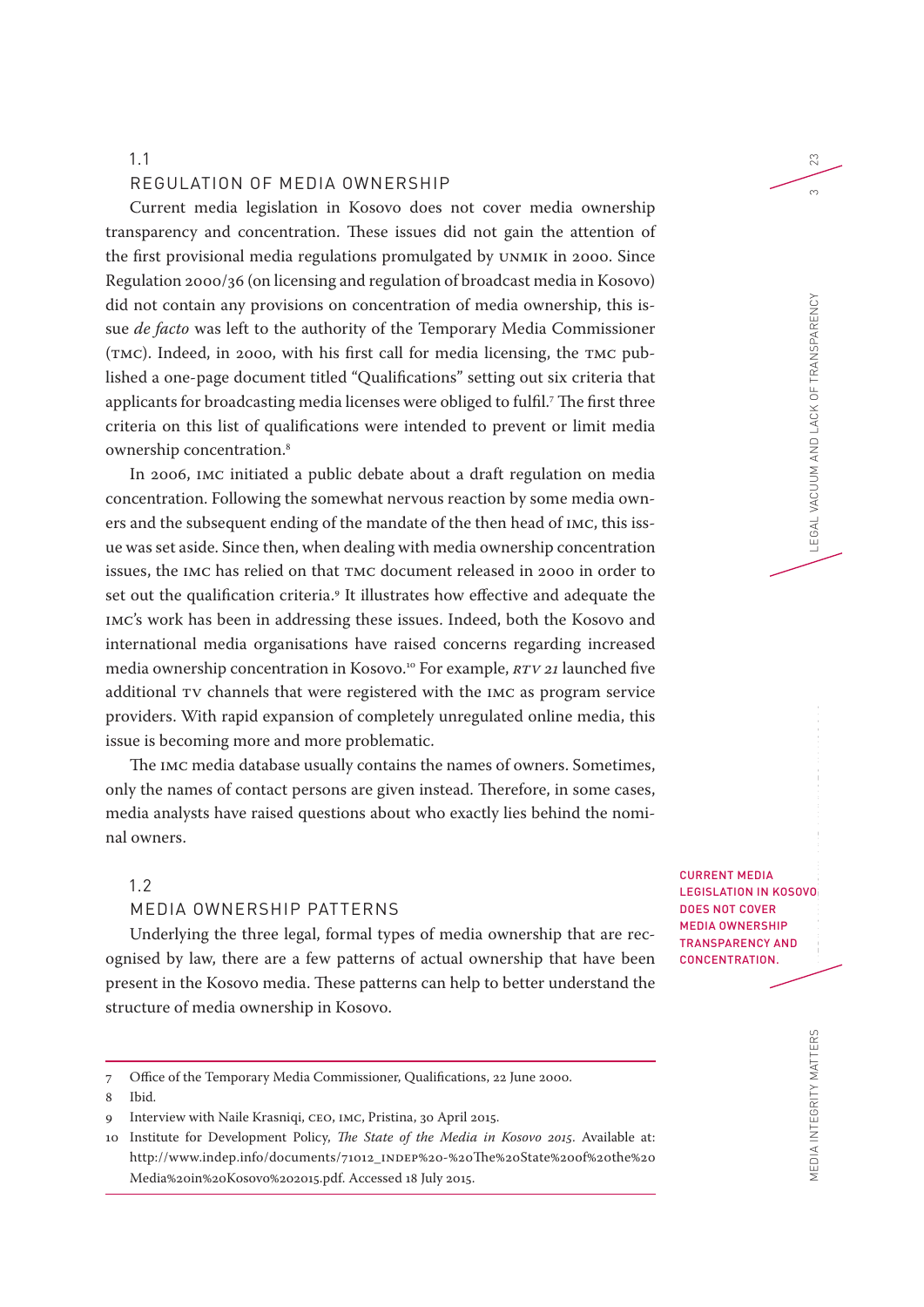## 1.1 REGULATION OF MEDIA OWNERSHIP

Current media legislation in Kosovo does not cover media ownership transparency and concentration. These issues did not gain the attention of the first provisional media regulations promulgated by UNMIK in 2000. Since Regulation 2000/36 (on licensing and regulation of broadcast media in Kosovo) did not contain any provisions on concentration of media ownership, this issue *de facto* was left to the authority of the Temporary Media Commissioner (TMC). Indeed, in 2000, with his first call for media licensing, the TMC published a one-page document titled "Qualifications" setting out six criteria that applicants for broadcasting media licenses were obliged to fulfil.[7] The first three criteria on this list of qualifications were intended to prevent or limit media ownership concentration.[8]

In 2006, IMC initiated a public debate about a draft regulation on media concentration. Following the somewhat nervous reaction by some media owners and the subsequent ending of the mandate of the then head of IMC, this issue was set aside. Since then, when dealing with media ownership concentration issues, the IMC has relied on that TMC document released in 2000 in order to set out the qualification criteria.[9] It illustrates how effective and adequate the IMC's work has been in addressing these issues. Indeed, both the Kosovo and international media organisations have raised concerns regarding increased media ownership concentration in Kosovo.[10] For example, *RTV 21* launched five additional TV channels that were registered with the IMC as program service providers. With rapid expansion of completely unregulated online media, this issue is becoming more and more problematic.

The IMC media database usually contains the names of owners. Sometimes, only the names of contact persons are given instead. Therefore, in some cases, media analysts have raised questions about who exactly lies behind the nominal owners.

**CURRENT MEDIA LEGISLATION IN KOSOVO DOES NOT COVER MEDIA OWNERSHIP TRANSPARENCY AND CONCENTRATION.**

## 1.2 MEDIA OWNERSHIP PATTERNS

Underlying the three legal, formal types of media ownership that are recognised by law, there are a few patterns of actual ownership that have been present in the Kosovo media. These patterns can help to better understand the structure of media ownership in Kosovo.

---

7 Office of the Temporary Media Commissioner, Qualifications, 22 June 2000.

8 Ibid.

9 Interview with Naile Krasniqi, CEO, IMC, Pristina, 30 April 2015.

10 Institute for Development Policy, *The State of the Media in Kosovo 2015*. Available at: http://www.indep.info/documents/71012_INDEP%20-%20The%20State%20of%20the%20Media%20in%20Kosovo%202015.pdf. Accessed 18 July 2015.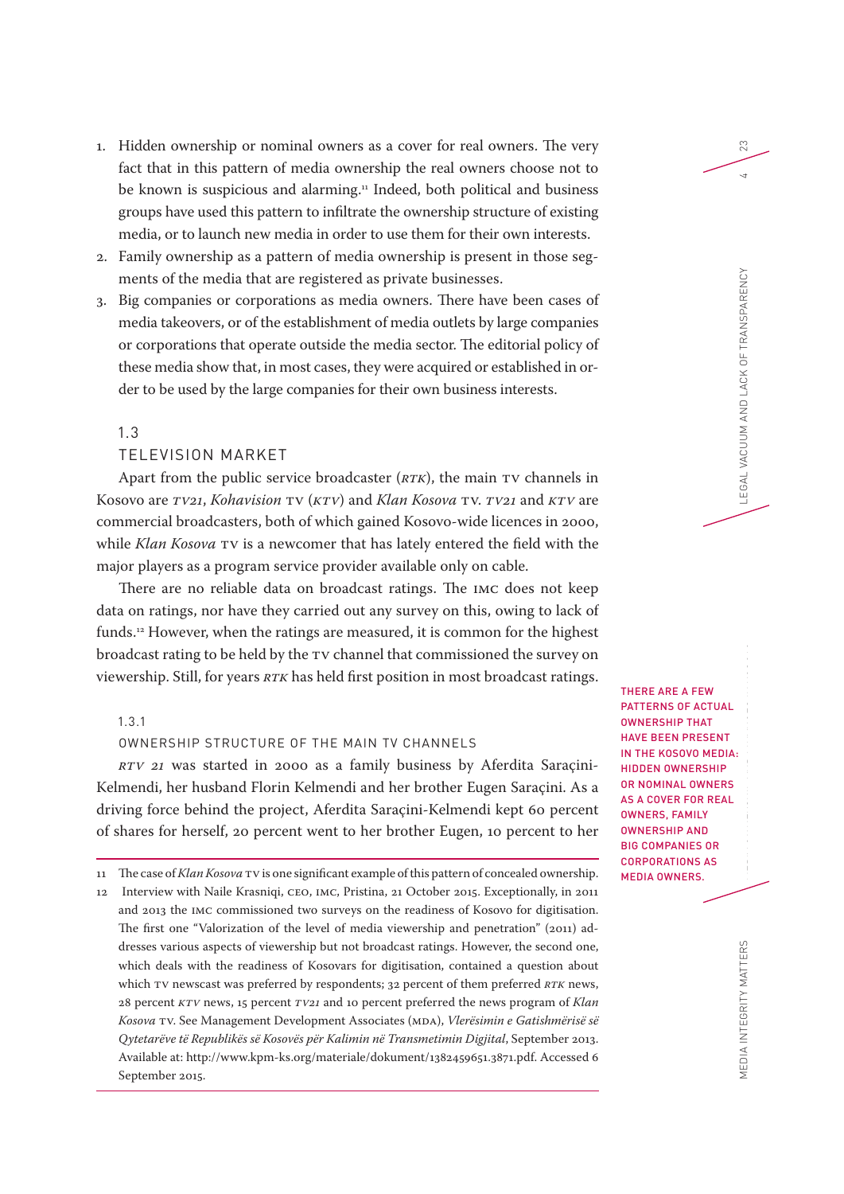1. Hidden ownership or nominal owners as a cover for real owners. The very fact that in this pattern of media ownership the real owners choose not to be known is suspicious and alarming.[11] Indeed, both political and business groups have used this pattern to infiltrate the ownership structure of existing media, or to launch new media in order to use them for their own interests.
2. Family ownership as a pattern of media ownership is present in those segments of the media that are registered as private businesses.
3. Big companies or corporations as media owners. There have been cases of media takeovers, or of the establishment of media outlets by large companies or corporations that operate outside the media sector. The editorial policy of these media show that, in most cases, they were acquired or established in order to be used by the large companies for their own business interests.

## 1.3 TELEVISION MARKET

Apart from the public service broadcaster (*RTK*), the main TV channels in Kosovo are *TV21*, *Kohavision* TV (*KTV*) and *Klan Kosova* TV. *TV21* and *KTV* are commercial broadcasters, both of which gained Kosovo-wide licences in 2000, while *Klan Kosova* TV is a newcomer that has lately entered the field with the major players as a program service provider available only on cable.

There are no reliable data on broadcast ratings. The IMC does not keep data on ratings, nor have they carried out any survey on this, owing to lack of funds.[12] However, when the ratings are measured, it is common for the highest broadcast rating to be held by the TV channel that commissioned the survey on viewership. Still, for years *RTK* has held first position in most broadcast ratings.

THERE ARE A FEW PATTERNS OF ACTUAL OWNERSHIP THAT HAVE BEEN PRESENT IN THE KOSOVO MEDIA: HIDDEN OWNERSHIP OR NOMINAL OWNERS AS A COVER FOR REAL OWNERS, FAMILY OWNERSHIP AND BIG COMPANIES OR CORPORATIONS AS MEDIA OWNERS.

### 1.3.1 OWNERSHIP STRUCTURE OF THE MAIN TV CHANNELS

*RTV 21* was started in 2000 as a family business by Aferdita Saraçini-Kelmendi, her husband Florin Kelmendi and her brother Eugen Saraçini. As a driving force behind the project, Aferdita Saraçini-Kelmendi kept 60 percent of shares for herself, 20 percent went to her brother Eugen, 10 percent to her

---

[11] The case of *Klan Kosova* TV is one significant example of this pattern of concealed ownership.

[12] Interview with Naile Krasniqi, CEO, IMC, Pristina, 21 October 2015. Exceptionally, in 2011 and 2013 the IMC commissioned two surveys on the readiness of Kosovo for digitisation. The first one "Valorization of the level of media viewership and penetration" (2011) addresses various aspects of viewership but not broadcast ratings. However, the second one, which deals with the readiness of Kosovars for digitisation, contained a question about which TV newscast was preferred by respondents; 32 percent of them preferred *RTK* news, 28 percent *KTV* news, 15 percent *TV21* and 10 percent preferred the news program of *Klan Kosova* TV. See Management Development Associates (MDA), *Vlerësimin e Gatishmërisë së Qytetarëve të Republikës së Kosovës për Kalimin në Transmetimin Digjital*, September 2013. Available at: http://www.kpm-ks.org/materiale/dokument/1382459651.3871.pdf. Accessed 6 September 2015.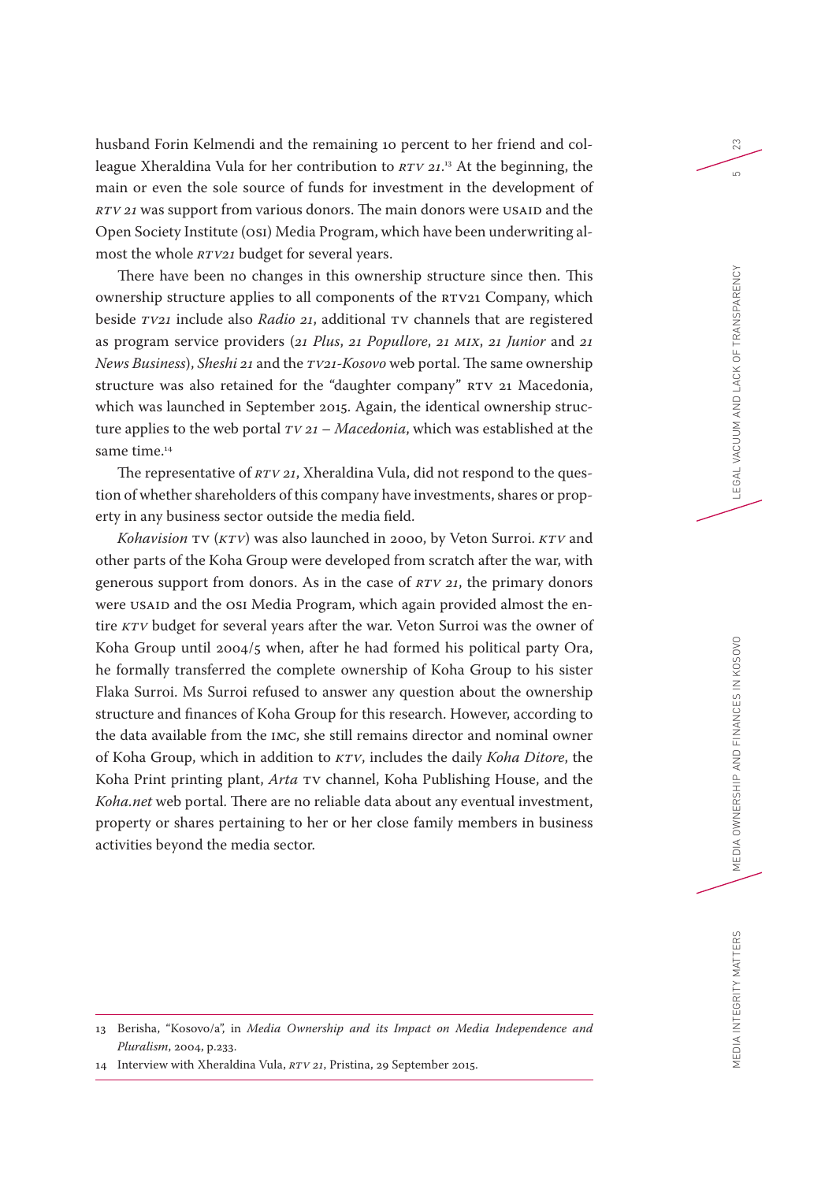husband Forin Kelmendi and the remaining 10 percent to her friend and colleague Xheraldina Vula for her contribution to *RTV 21*.[13] At the beginning, the main or even the sole source of funds for investment in the development of *RTV 21* was support from various donors. The main donors were USAID and the Open Society Institute (OSI) Media Program, which have been underwriting almost the whole *RTV21* budget for several years.

There have been no changes in this ownership structure since then. This ownership structure applies to all components of the RTV21 Company, which beside *TV21* include also *Radio 21*, additional TV channels that are registered as program service providers (*21 Plus*, *21 Popullore*, *21 MIX*, *21 Junior* and *21 News Business*), *Sheshi 21* and the *TV21-Kosovo* web portal. The same ownership structure was also retained for the "daughter company" RTV 21 Macedonia, which was launched in September 2015. Again, the identical ownership structure applies to the web portal *TV 21 – Macedonia*, which was established at the same time.[14]

The representative of *RTV 21*, Xheraldina Vula, did not respond to the question of whether shareholders of this company have investments, shares or property in any business sector outside the media field.

*Kohavision* TV (*KTV*) was also launched in 2000, by Veton Surroi. *KTV* and other parts of the Koha Group were developed from scratch after the war, with generous support from donors. As in the case of *RTV 21*, the primary donors were USAID and the OSI Media Program, which again provided almost the entire *KTV* budget for several years after the war. Veton Surroi was the owner of Koha Group until 2004/5 when, after he had formed his political party Ora, he formally transferred the complete ownership of Koha Group to his sister Flaka Surroi. Ms Surroi refused to answer any question about the ownership structure and finances of Koha Group for this research. However, according to the data available from the IMC, she still remains director and nominal owner of Koha Group, which in addition to *KTV*, includes the daily *Koha Ditore*, the Koha Print printing plant, *Arta* TV channel, Koha Publishing House, and the *Koha.net* web portal. There are no reliable data about any eventual investment, property or shares pertaining to her or her close family members in business activities beyond the media sector.

---

13 Berisha, "Kosovo/a", in *Media Ownership and its Impact on Media Independence and Pluralism*, 2004, p.233.

14 Interview with Xheraldina Vula, *RTV 21*, Pristina, 29 September 2015.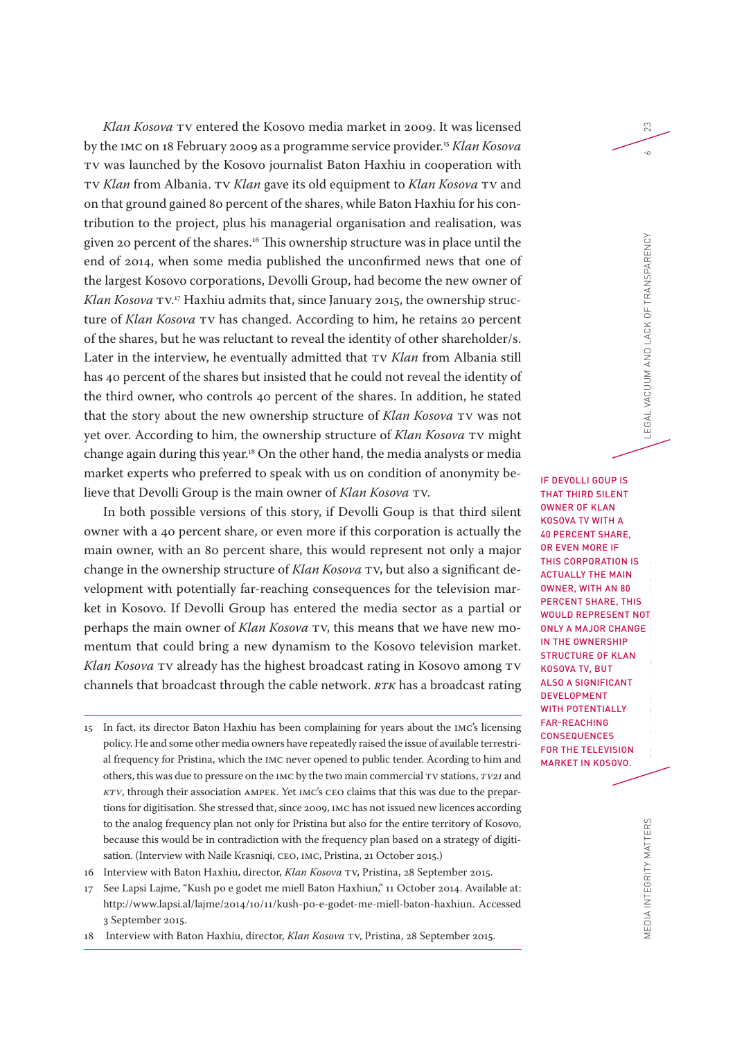*Klan Kosova* TV entered the Kosovo media market in 2009. It was licensed by the IMC on 18 February 2009 as a programme service provider.[15] *Klan Kosova* TV was launched by the Kosovo journalist Baton Haxhiu in cooperation with TV *Klan* from Albania. TV *Klan* gave its old equipment to *Klan Kosova* TV and on that ground gained 80 percent of the shares, while Baton Haxhiu for his contribution to the project, plus his managerial organisation and realisation, was given 20 percent of the shares.[16] This ownership structure was in place until the end of 2014, when some media published the unconfirmed news that one of the largest Kosovo corporations, Devolli Group, had become the new owner of *Klan Kosova* TV.[17] Haxhiu admits that, since January 2015, the ownership structure of *Klan Kosova* TV has changed. According to him, he retains 20 percent of the shares, but he was reluctant to reveal the identity of other shareholder/s. Later in the interview, he eventually admitted that TV *Klan* from Albania still has 40 percent of the shares but insisted that he could not reveal the identity of the third owner, who controls 40 percent of the shares. In addition, he stated that the story about the new ownership structure of *Klan Kosova* TV was not yet over. According to him, the ownership structure of *Klan Kosova* TV might change again during this year.[18] On the other hand, the media analysts or media market experts who preferred to speak with us on condition of anonymity believe that Devolli Group is the main owner of *Klan Kosova* TV.

In both possible versions of this story, if Devolli Goup is that third silent owner with a 40 percent share, or even more if this corporation is actually the main owner, with an 80 percent share, this would represent not only a major change in the ownership structure of *Klan Kosova* TV, but also a significant development with potentially far-reaching consequences for the television market in Kosovo. If Devolli Group has entered the media sector as a partial or perhaps the main owner of *Klan Kosova* TV, this means that we have new momentum that could bring a new dynamism to the Kosovo television market. *Klan Kosova* TV already has the highest broadcast rating in Kosovo among TV channels that broadcast through the cable network. *RTK* has a broadcast rating

IF DEVOLLI GOUP IS THAT THIRD SILENT OWNER OF KLAN KOSOVA TV WITH A 40 PERCENT SHARE, OR EVEN MORE IF THIS CORPORATION IS ACTUALLY THE MAIN OWNER, WITH AN 80 PERCENT SHARE, THIS WOULD REPRESENT NOT ONLY A MAJOR CHANGE IN THE OWNERSHIP STRUCTURE OF KLAN KOSOVA TV, BUT ALSO A SIGNIFICANT DEVELOPMENT WITH POTENTIALLY FAR-REACHING CONSEQUENCES FOR THE TELEVISION MARKET IN KOSOVO.

---

15 In fact, its director Baton Haxhiu has been complaining for years about the IMC's licensing policy. He and some other media owners have repeatedly raised the issue of available terrestrial frequency for Pristina, which the IMC never opened to public tender. According to him and others, this was due to pressure on the IMC by the two main commercial TV stations, *TV21* and *KTV*, through their association AMPEK. Yet IMC's CEO claims that this was due to the prepartions for digitisation. She stressed that, since 2009, IMC has not issued new licences according to the analog frequency plan not only for Pristina but also for the entire territory of Kosovo, because this would be in contradiction with the frequency plan based on a strategy of digitisation. (Interview with Naile Krasniqi, CEO, IMC, Pristina, 21 October 2015.)

16 Interview with Baton Haxhiu, director, *Klan Kosova* TV, Pristina, 28 September 2015.

17 See Lapsi Lajme, "Kush po e godet me miell Baton Haxhiun," 11 October 2014. Available at: http://www.lapsi.al/lajme/2014/10/11/kush-po-e-godet-me-miell-baton-haxhiun. Accessed 3 September 2015.

18 Interview with Baton Haxhiu, director, *Klan Kosova* TV, Pristina, 28 September 2015.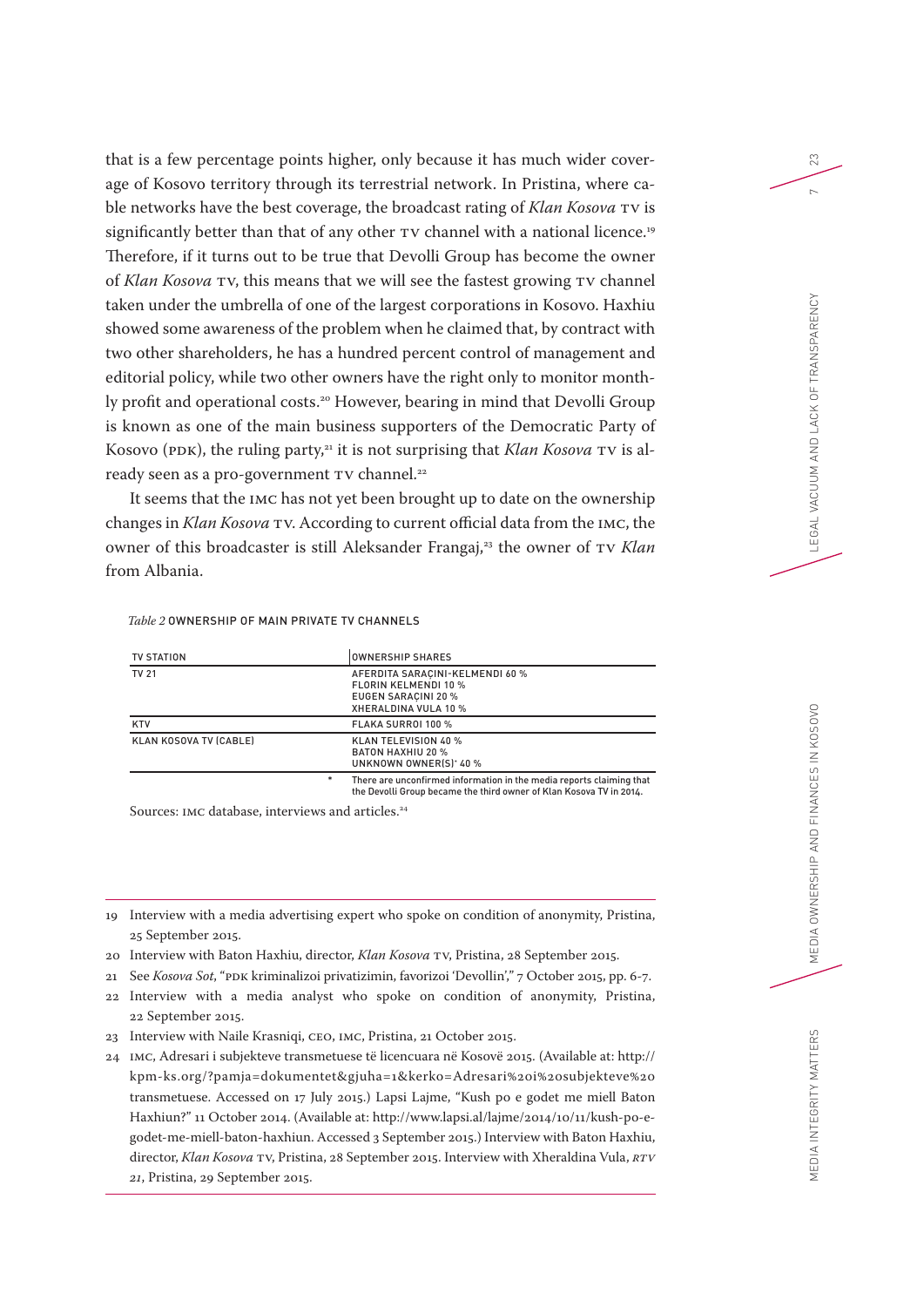that is a few percentage points higher, only because it has much wider coverage of Kosovo territory through its terrestrial network. In Pristina, where cable networks have the best coverage, the broadcast rating of *Klan Kosova* TV is significantly better than that of any other TV channel with a national licence.[19] Therefore, if it turns out to be true that Devolli Group has become the owner of *Klan Kosova* TV, this means that we will see the fastest growing TV channel taken under the umbrella of one of the largest corporations in Kosovo. Haxhiu showed some awareness of the problem when he claimed that, by contract with two other shareholders, he has a hundred percent control of management and editorial policy, while two other owners have the right only to monitor monthly profit and operational costs.[20] However, bearing in mind that Devolli Group is known as one of the main business supporters of the Democratic Party of Kosovo (PDK), the ruling party,[21] it is not surprising that *Klan Kosova* TV is already seen as a pro-government TV channel.[22]

It seems that the IMC has not yet been brought up to date on the ownership changes in *Klan Kosova* TV. According to current official data from the IMC, the owner of this broadcaster is still Aleksander Frangaj,[23] the owner of TV *Klan* from Albania.

*Table 2* OWNERSHIP OF MAIN PRIVATE TV CHANNELS

| TV STATION | OWNERSHIP SHARES |
| --- | --- |
| TV 21 | AFERDITA SARAÇINI-KELMENDI 60 %<br>FLORIN KELMENDI 10 %<br>EUGEN SARAÇINI 20 %<br>XHERALDINA VULA 10 % |
| KTV | FLAKA SURROI 100 % |
| KLAN KOSOVA TV (CABLE) | KLAN TELEVISION 40 %<br>BATON HAXHIU 20 %<br>UNKNOWN OWNER(S)* 40 % |
| * | There are unconfirmed information in the media reports claiming that the Devolli Group became the third owner of Klan Kosova TV in 2014. |

Sources: IMC database, interviews and articles.[24]

---

19 Interview with a media advertising expert who spoke on condition of anonymity, Pristina, 25 September 2015.

20 Interview with Baton Haxhiu, director, *Klan Kosova* TV, Pristina, 28 September 2015.

21 See *Kosova Sot*, "PDK kriminalizoi privatizimin, favorizoi 'Devollin'," 7 October 2015, pp. 6-7.

22 Interview with a media analyst who spoke on condition of anonymity, Pristina, 22 September 2015.

23 Interview with Naile Krasniqi, CEO, IMC, Pristina, 21 October 2015.

24 IMC, Adresari i subjekteve transmetuese të licencuara në Kosovë 2015. (Available at: http://kpm-ks.org/?pamja=dokumentet&gjuha=1&kerko=Adresari%20i%20subjekteve%20 transmetuese. Accessed on 17 July 2015.) Lapsi Lajme, "Kush po e godet me miell Baton Haxhiun?" 11 October 2014. (Available at: http://www.lapsi.al/lajme/2014/10/11/kush-po-e-godet-me-miell-baton-haxhiun. Accessed 3 September 2015.) Interview with Baton Haxhiu, director, *Klan Kosova* TV, Pristina, 28 September 2015. Interview with Xheraldina Vula, *RTV 21*, Pristina, 29 September 2015.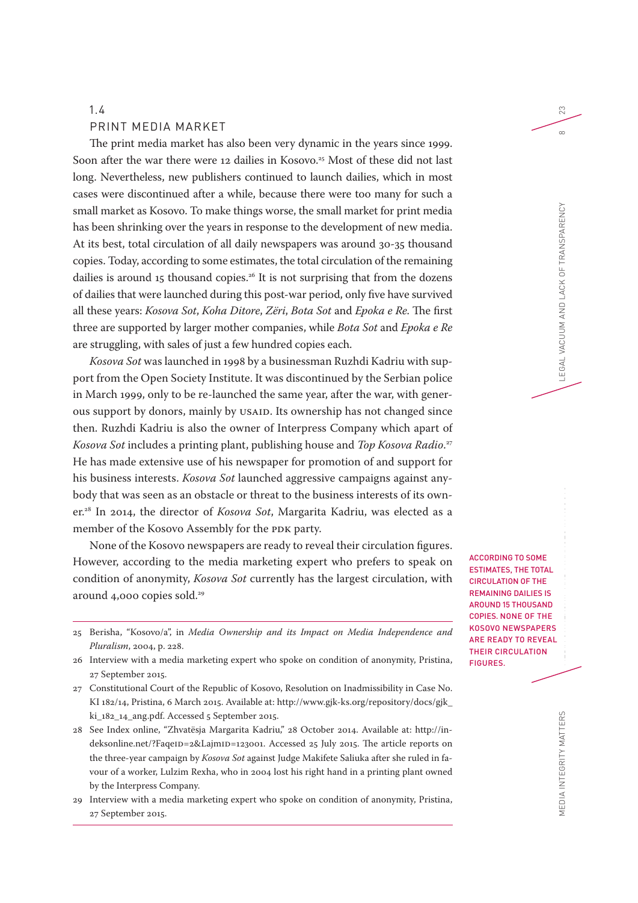## 1.4 PRINT MEDIA MARKET

The print media market has also been very dynamic in the years since 1999. Soon after the war there were 12 dailies in Kosovo.[25] Most of these did not last long. Nevertheless, new publishers continued to launch dailies, which in most cases were discontinued after a while, because there were too many for such a small market as Kosovo. To make things worse, the small market for print media has been shrinking over the years in response to the development of new media. At its best, total circulation of all daily newspapers was around 30-35 thousand copies. Today, according to some estimates, the total circulation of the remaining dailies is around 15 thousand copies.[26] It is not surprising that from the dozens of dailies that were launched during this post-war period, only five have survived all these years: *Kosova Sot*, *Koha Ditore*, *Zëri*, *Bota Sot* and *Epoka e Re.* The first three are supported by larger mother companies, while *Bota Sot* and *Epoka e Re* are struggling, with sales of just a few hundred copies each.

*Kosova Sot* was launched in 1998 by a businessman Ruzhdi Kadriu with support from the Open Society Institute. It was discontinued by the Serbian police in March 1999, only to be re-launched the same year, after the war, with generous support by donors, mainly by USAID. Its ownership has not changed since then. Ruzhdi Kadriu is also the owner of Interpress Company which apart of *Kosova Sot* includes a printing plant, publishing house and *Top Kosova Radio*.[27] He has made extensive use of his newspaper for promotion of and support for his business interests. *Kosova Sot* launched aggressive campaigns against anybody that was seen as an obstacle or threat to the business interests of its owner.[28] In 2014, the director of *Kosova Sot*, Margarita Kadriu, was elected as a member of the Kosovo Assembly for the PDK party.

None of the Kosovo newspapers are ready to reveal their circulation figures. However, according to the media marketing expert who prefers to speak on condition of anonymity, *Kosova Sot* currently has the largest circulation, with around 4,000 copies sold.[29]

ACCORDING TO SOME ESTIMATES, THE TOTAL CIRCULATION OF THE REMAINING DAILIES IS AROUND 15 THOUSAND COPIES. NONE OF THE KOSOVO NEWSPAPERS ARE READY TO REVEAL THEIR CIRCULATION FIGURES.

---

25 Berisha, "Kosovo/a", in *Media Ownership and its Impact on Media Independence and Pluralism*, 2004, p. 228.

26 Interview with a media marketing expert who spoke on condition of anonymity, Pristina, 27 September 2015.

27 Constitutional Court of the Republic of Kosovo, Resolution on Inadmissibility in Case No. KI 182/14, Pristina, 6 March 2015. Available at: http://www.gjk-ks.org/repository/docs/gjk_ki_182_14_ang.pdf. Accessed 5 September 2015.

28 See Index online, "Zhvatësja Margarita Kadriu," 28 October 2014. Available at: http://indeksonline.net/?FaqeID=2&LajmID=123001. Accessed 25 July 2015. The article reports on the three-year campaign by *Kosova Sot* against Judge Makifete Saliuka after she ruled in favour of a worker, Lulzim Rexha, who in 2004 lost his right hand in a printing plant owned by the Interpress Company.

29 Interview with a media marketing expert who spoke on condition of anonymity, Pristina, 27 September 2015.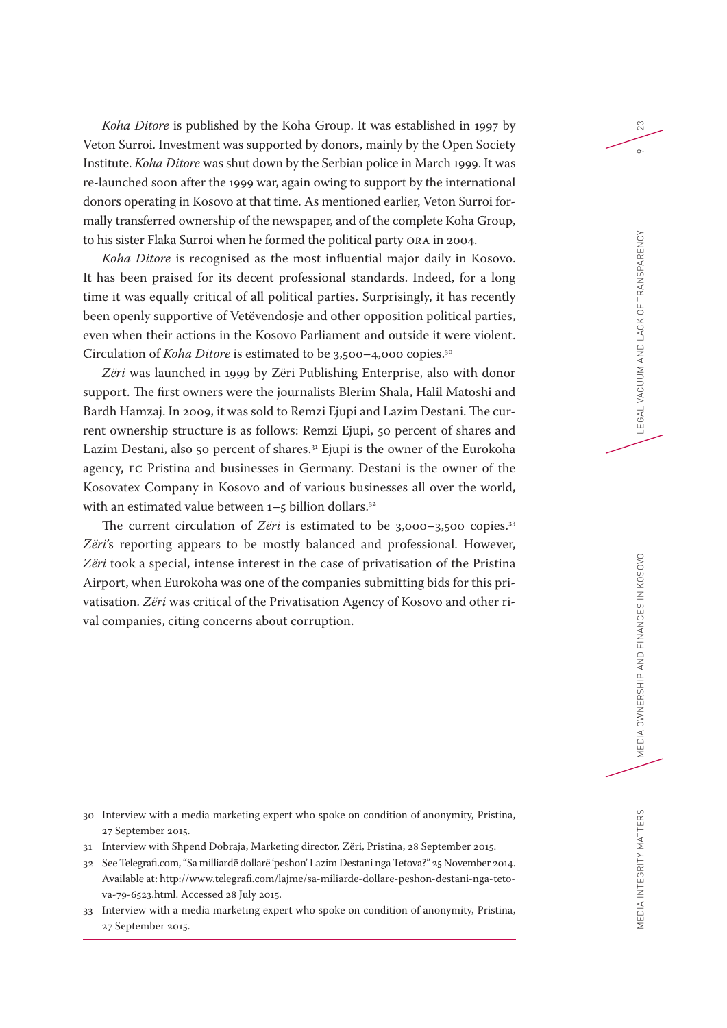*Koha Ditore* is published by the Koha Group. It was established in 1997 by Veton Surroi. Investment was supported by donors, mainly by the Open Society Institute. *Koha Ditore* was shut down by the Serbian police in March 1999. It was re-launched soon after the 1999 war, again owing to support by the international donors operating in Kosovo at that time. As mentioned earlier, Veton Surroi formally transferred ownership of the newspaper, and of the complete Koha Group, to his sister Flaka Surroi when he formed the political party ORA in 2004.

*Koha Ditore* is recognised as the most influential major daily in Kosovo. It has been praised for its decent professional standards. Indeed, for a long time it was equally critical of all political parties. Surprisingly, it has recently been openly supportive of Vetëvendosje and other opposition political parties, even when their actions in the Kosovo Parliament and outside it were violent. Circulation of *Koha Ditore* is estimated to be 3,500–4,000 copies.[30]

*Zëri* was launched in 1999 by Zëri Publishing Enterprise, also with donor support. The first owners were the journalists Blerim Shala, Halil Matoshi and Bardh Hamzaj. In 2009, it was sold to Remzi Ejupi and Lazim Destani. The current ownership structure is as follows: Remzi Ejupi, 50 percent of shares and Lazim Destani, also 50 percent of shares.[31] Ejupi is the owner of the Eurokoha agency, FC Pristina and businesses in Germany. Destani is the owner of the Kosovatex Company in Kosovo and of various businesses all over the world, with an estimated value between 1–5 billion dollars.[32]

The current circulation of *Zëri* is estimated to be 3,000–3,500 copies.[33] *Zëri*'s reporting appears to be mostly balanced and professional. However, *Zëri* took a special, intense interest in the case of privatisation of the Pristina Airport, when Eurokoha was one of the companies submitting bids for this privatisation. *Zëri* was critical of the Privatisation Agency of Kosovo and other rival companies, citing concerns about corruption.

---

30 Interview with a media marketing expert who spoke on condition of anonymity, Pristina, 27 September 2015.

31 Interview with Shpend Dobraja, Marketing director, Zëri, Pristina, 28 September 2015.

32 See Telegrafi.com, "Sa milliardë dollarë 'peshon' Lazim Destani nga Tetova?" 25 November 2014. Available at: http://www.telegrafi.com/lajme/sa-miliarde-dollare-peshon-destani-nga-tetova-79-6523.html. Accessed 28 July 2015.

33 Interview with a media marketing expert who spoke on condition of anonymity, Pristina, 27 September 2015.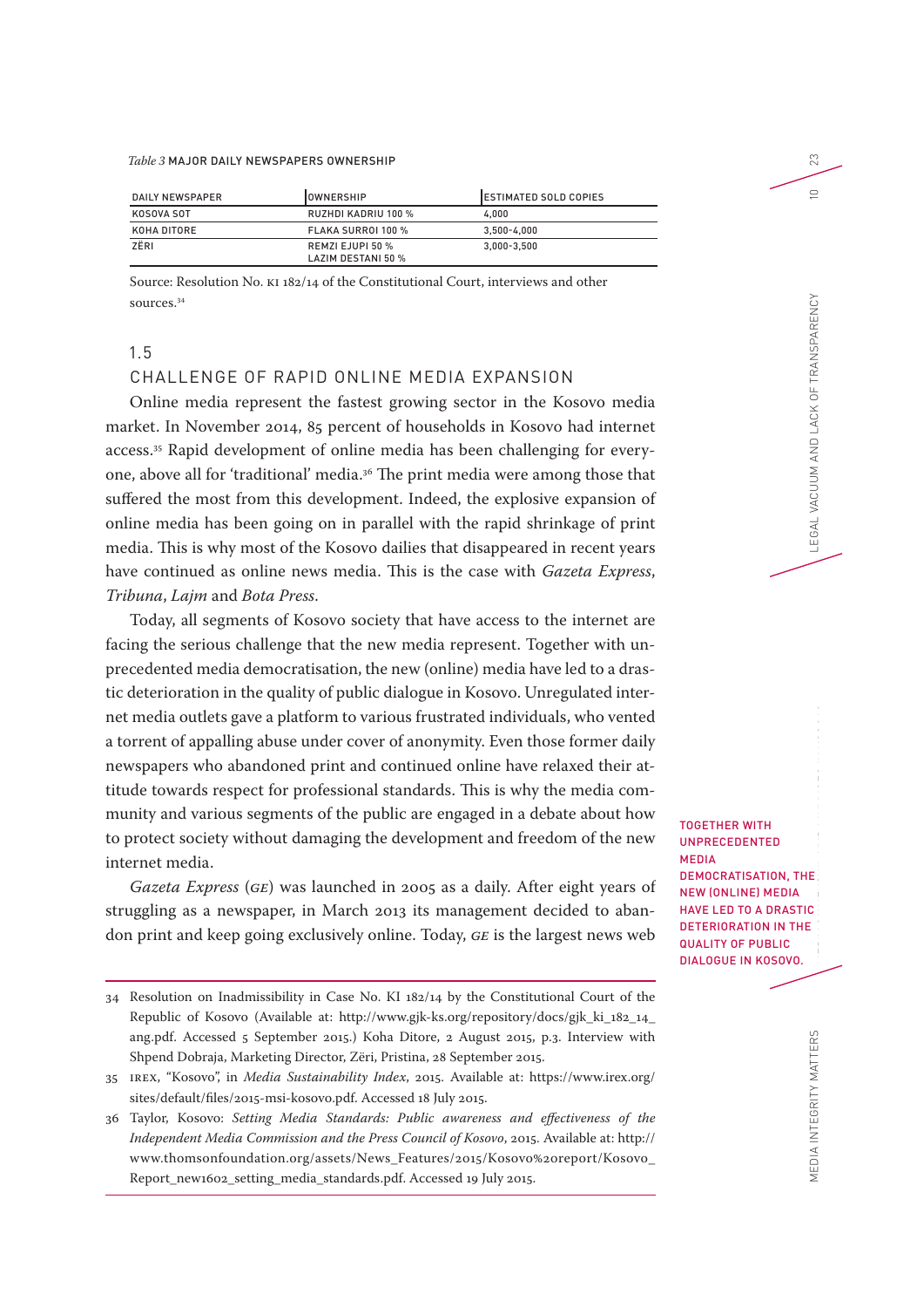*Table 3* MAJOR DAILY NEWSPAPERS OWNERSHIP

| DAILY NEWSPAPER | OWNERSHIP | ESTIMATED SOLD COPIES |
|---|---|---|
| KOSOVA SOT | RUZHDI KADRIU 100 % | 4,000 |
| KOHA DITORE | FLAKA SURROI 100 % | 3,500-4,000 |
| ZËRI | REMZI EJUPI 50 %<br>LAZIM DESTANI 50 % | 3,000-3,500 |

Source: Resolution No. KI 182/14 of the Constitutional Court, interviews and other sources.[34]

## 1.5 CHALLENGE OF RAPID ONLINE MEDIA EXPANSION

Online media represent the fastest growing sector in the Kosovo media market. In November 2014, 85 percent of households in Kosovo had internet access.[35] Rapid development of online media has been challenging for everyone, above all for 'traditional' media.[36] The print media were among those that suffered the most from this development. Indeed, the explosive expansion of online media has been going on in parallel with the rapid shrinkage of print media. This is why most of the Kosovo dailies that disappeared in recent years have continued as online news media. This is the case with *Gazeta Express*, *Tribuna*, *Lajm* and *Bota Press*.

Today, all segments of Kosovo society that have access to the internet are facing the serious challenge that the new media represent. Together with unprecedented media democratisation, the new (online) media have led to a drastic deterioration in the quality of public dialogue in Kosovo. Unregulated internet media outlets gave a platform to various frustrated individuals, who vented a torrent of appalling abuse under cover of anonymity. Even those former daily newspapers who abandoned print and continued online have relaxed their attitude towards respect for professional standards. This is why the media community and various segments of the public are engaged in a debate about how to protect society without damaging the development and freedom of the new internet media.

**TOGETHER WITH UNPRECEDENTED MEDIA DEMOCRATISATION, THE NEW (ONLINE) MEDIA HAVE LED TO A DRASTIC DETERIORATION IN THE QUALITY OF PUBLIC DIALOGUE IN KOSOVO.**

*Gazeta Express* (*GE*) was launched in 2005 as a daily. After eight years of struggling as a newspaper, in March 2013 its management decided to abandon print and keep going exclusively online. Today, *GE* is the largest news web

---

34 Resolution on Inadmissibility in Case No. KI 182/14 by the Constitutional Court of the Republic of Kosovo (Available at: http://www.gjk-ks.org/repository/docs/gjk_ki_182_14_ang.pdf. Accessed 5 September 2015.) Koha Ditore, 2 August 2015, p.3. Interview with Shpend Dobraja, Marketing Director, Zëri, Pristina, 28 September 2015.

35 IREX, "Kosovo", in *Media Sustainability Index*, 2015. Available at: https://www.irex.org/sites/default/files/2015-msi-kosovo.pdf. Accessed 18 July 2015.

36 Taylor, Kosovo: *Setting Media Standards: Public awareness and effectiveness of the Independent Media Commission and the Press Council of Kosovo*, 2015. Available at: http://www.thomsonfoundation.org/assets/News_Features/2015/Kosovo%20report/Kosovo_Report_new1602_setting_media_standards.pdf. Accessed 19 July 2015.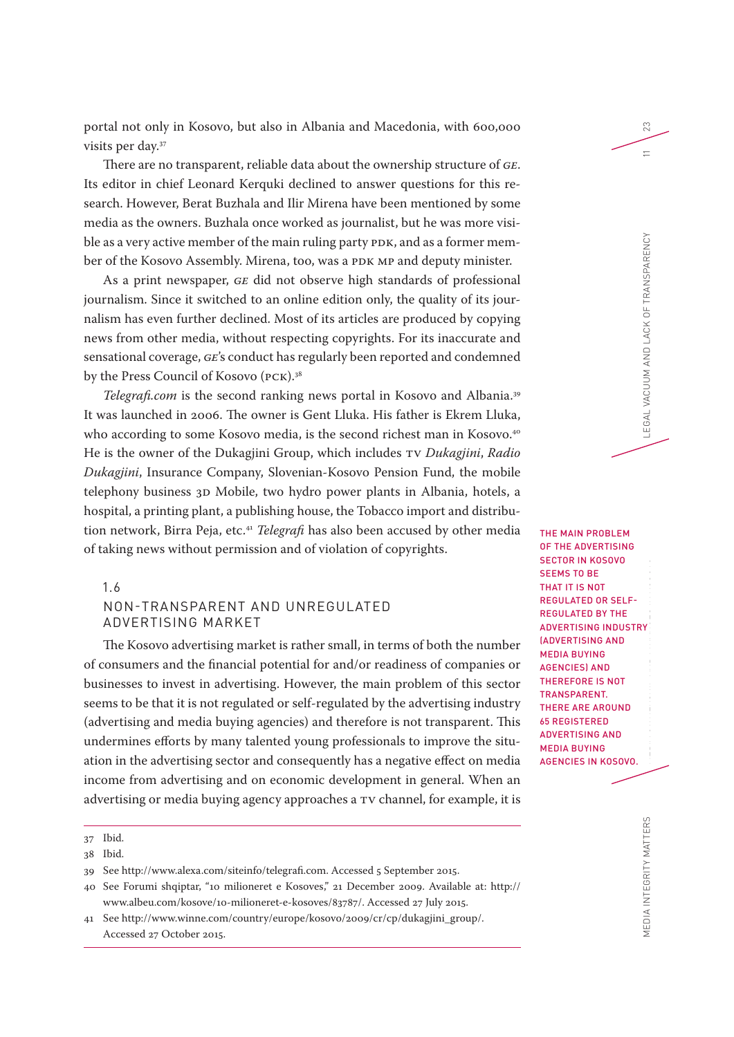portal not only in Kosovo, but also in Albania and Macedonia, with 600,000 visits per day.[37]

There are no transparent, reliable data about the ownership structure of *GE*. Its editor in chief Leonard Kerquki declined to answer questions for this research. However, Berat Buzhala and Ilir Mirena have been mentioned by some media as the owners. Buzhala once worked as journalist, but he was more visible as a very active member of the main ruling party PDK, and as a former member of the Kosovo Assembly. Mirena, too, was a PDK MP and deputy minister.

As a print newspaper, *GE* did not observe high standards of professional journalism. Since it switched to an online edition only, the quality of its journalism has even further declined. Most of its articles are produced by copying news from other media, without respecting copyrights. For its inaccurate and sensational coverage, *GE*'s conduct has regularly been reported and condemned by the Press Council of Kosovo (PCK).[38]

*Telegrafi.com* is the second ranking news portal in Kosovo and Albania.[39] It was launched in 2006. The owner is Gent Lluka. His father is Ekrem Lluka, who according to some Kosovo media, is the second richest man in Kosovo.[40] He is the owner of the Dukagjini Group, which includes TV *Dukagjini*, *Radio Dukagjini*, Insurance Company, Slovenian-Kosovo Pension Fund, the mobile telephony business 3D Mobile, two hydro power plants in Albania, hotels, a hospital, a printing plant, a publishing house, the Tobacco import and distribution network, Birra Peja, etc.[41] *Telegrafi* has also been accused by other media of taking news without permission and of violation of copyrights.

## 1.6 NON-TRANSPARENT AND UNREGULATED ADVERTISING MARKET

The Kosovo advertising market is rather small, in terms of both the number of consumers and the financial potential for and/or readiness of companies or businesses to invest in advertising. However, the main problem of this sector seems to be that it is not regulated or self-regulated by the advertising industry (advertising and media buying agencies) and therefore is not transparent. This undermines efforts by many talented young professionals to improve the situation in the advertising sector and consequently has a negative effect on media income from advertising and on economic development in general. When an advertising or media buying agency approaches a TV channel, for example, it is

THE MAIN PROBLEM OF THE ADVERTISING SECTOR IN KOSOVO SEEMS TO BE THAT IT IS NOT REGULATED OR SELF-REGULATED BY THE ADVERTISING INDUSTRY (ADVERTISING AND MEDIA BUYING AGENCIES) AND THEREFORE IS NOT TRANSPARENT. THERE ARE AROUND 65 REGISTERED ADVERTISING AND MEDIA BUYING AGENCIES IN KOSOVO.

---

37 Ibid.

38 Ibid.

39 See http://www.alexa.com/siteinfo/telegrafi.com. Accessed 5 September 2015.

40 See Forumi shqiptar, "10 milioneret e Kosoves," 21 December 2009. Available at: http://www.albeu.com/kosove/10-milioneret-e-kosoves/83787/. Accessed 27 July 2015.

41 See http://www.winne.com/country/europe/kosovo/2009/cr/cp/dukagjini_group/. Accessed 27 October 2015.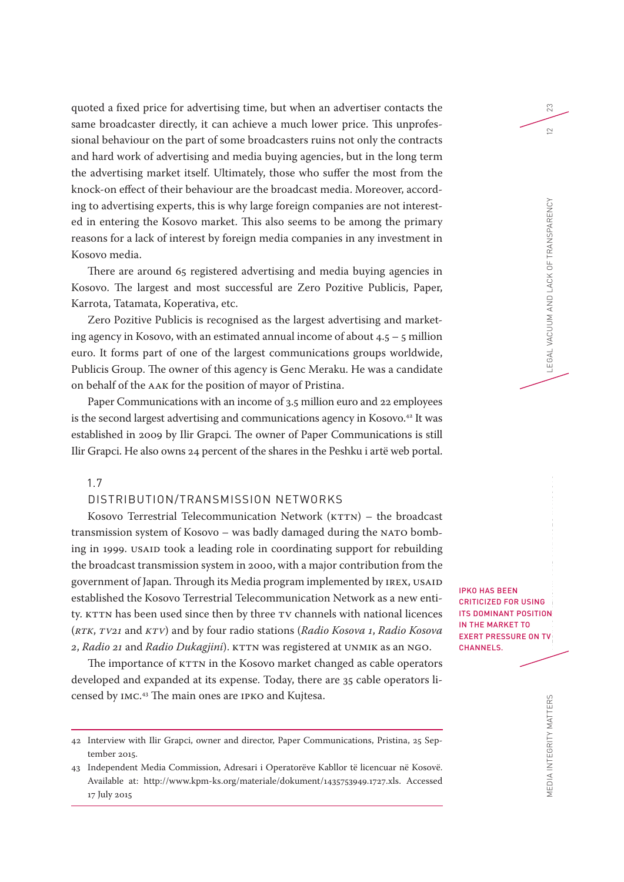quoted a fixed price for advertising time, but when an advertiser contacts the same broadcaster directly, it can achieve a much lower price. This unprofessional behaviour on the part of some broadcasters ruins not only the contracts and hard work of advertising and media buying agencies, but in the long term the advertising market itself. Ultimately, those who suffer the most from the knock-on effect of their behaviour are the broadcast media. Moreover, according to advertising experts, this is why large foreign companies are not interested in entering the Kosovo market. This also seems to be among the primary reasons for a lack of interest by foreign media companies in any investment in Kosovo media.

There are around 65 registered advertising and media buying agencies in Kosovo. The largest and most successful are Zero Pozitive Publicis, Paper, Karrota, Tatamata, Koperativa, etc.

Zero Pozitive Publicis is recognised as the largest advertising and marketing agency in Kosovo, with an estimated annual income of about 4.5 – 5 million euro. It forms part of one of the largest communications groups worldwide, Publicis Group. The owner of this agency is Genc Meraku. He was a candidate on behalf of the AAK for the position of mayor of Pristina.

Paper Communications with an income of 3.5 million euro and 22 employees is the second largest advertising and communications agency in Kosovo.[42] It was established in 2009 by Ilir Grapci. The owner of Paper Communications is still Ilir Grapci. He also owns 24 percent of the shares in the Peshku i artë web portal.

## 1.7 DISTRIBUTION/TRANSMISSION NETWORKS

Kosovo Terrestrial Telecommunication Network (KTTN) – the broadcast transmission system of Kosovo – was badly damaged during the NATO bombing in 1999. USAID took a leading role in coordinating support for rebuilding the broadcast transmission system in 2000, with a major contribution from the government of Japan. Through its Media program implemented by IREX, USAID established the Kosovo Terrestrial Telecommunication Network as a new entity. KTTN has been used since then by three TV channels with national licences (*RTK*, *TV21* and *KTV*) and by four radio stations (*Radio Kosova 1*, *Radio Kosova 2*, *Radio 21* and *Radio Dukagjini*). KTTN was registered at UNMIK as an NGO.

IPKO HAS BEEN CRITICIZED FOR USING ITS DOMINANT POSITION IN THE MARKET TO EXERT PRESSURE ON TV CHANNELS.

The importance of KTTN in the Kosovo market changed as cable operators developed and expanded at its expense. Today, there are 35 cable operators licensed by IMC.[43] The main ones are IPKO and Kujtesa.

---

42 Interview with Ilir Grapci, owner and director, Paper Communications, Pristina, 25 September 2015.

43 Independent Media Commission, Adresari i Operatorëve Kabllor të licencuar në Kosovë. Available at: http://www.kpm-ks.org/materiale/dokument/1435753949.1727.xls. Accessed 17 July 2015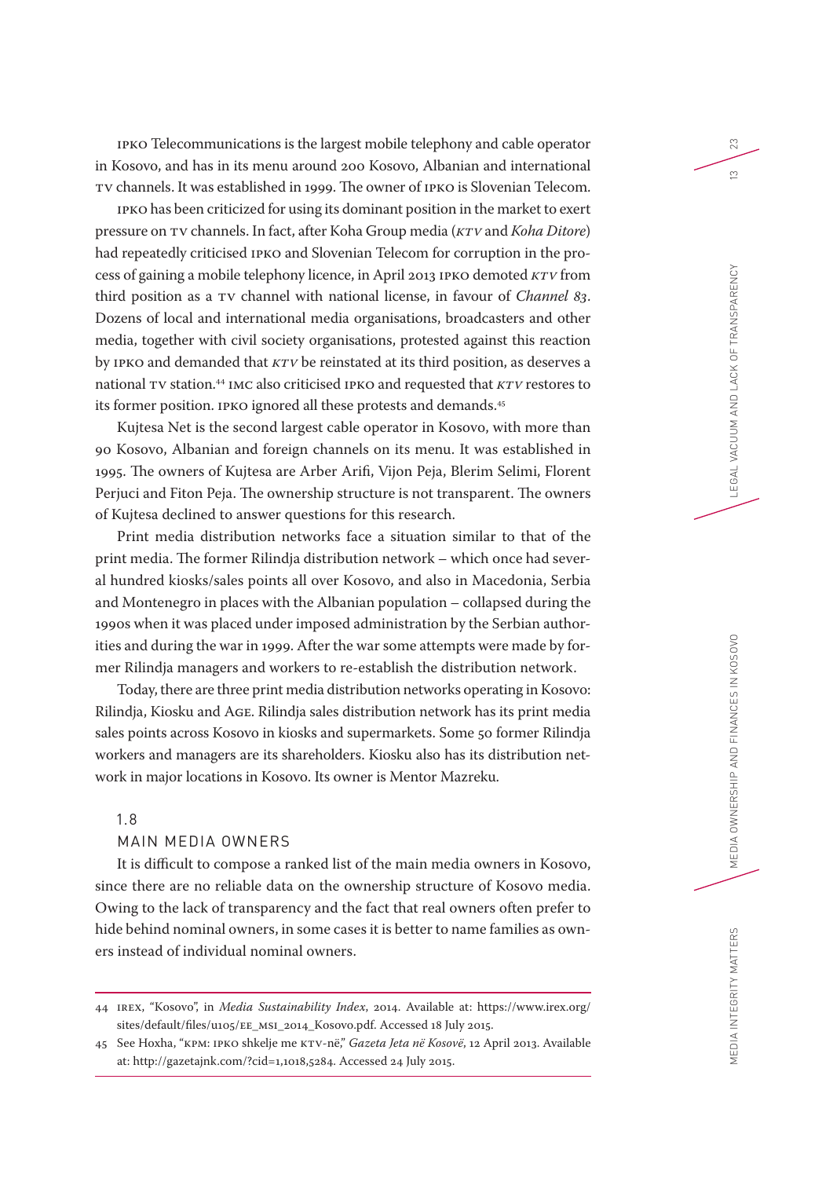IPKO Telecommunications is the largest mobile telephony and cable operator in Kosovo, and has in its menu around 200 Kosovo, Albanian and international TV channels. It was established in 1999. The owner of IPKO is Slovenian Telecom.

IPKO has been criticized for using its dominant position in the market to exert pressure on TV channels. In fact, after Koha Group media (*KTV* and *Koha Ditore*) had repeatedly criticised IPKO and Slovenian Telecom for corruption in the process of gaining a mobile telephony licence, in April 2013 IPKO demoted *KTV* from third position as a TV channel with national license, in favour of *Channel 83*. Dozens of local and international media organisations, broadcasters and other media, together with civil society organisations, protested against this reaction by IPKO and demanded that *KTV* be reinstated at its third position, as deserves a national TV station.[44] IMC also criticised IPKO and requested that *KTV* restores to its former position. IPKO ignored all these protests and demands.[45]

Kujtesa Net is the second largest cable operator in Kosovo, with more than 90 Kosovo, Albanian and foreign channels on its menu. It was established in 1995. The owners of Kujtesa are Arber Arifi, Vijon Peja, Blerim Selimi, Florent Perjuci and Fiton Peja. The ownership structure is not transparent. The owners of Kujtesa declined to answer questions for this research.

Print media distribution networks face a situation similar to that of the print media. The former Rilindja distribution network – which once had several hundred kiosks/sales points all over Kosovo, and also in Macedonia, Serbia and Montenegro in places with the Albanian population – collapsed during the 1990s when it was placed under imposed administration by the Serbian authorities and during the war in 1999. After the war some attempts were made by former Rilindja managers and workers to re-establish the distribution network.

Today, there are three print media distribution networks operating in Kosovo: Rilindja, Kiosku and AGE. Rilindja sales distribution network has its print media sales points across Kosovo in kiosks and supermarkets. Some 50 former Rilindja workers and managers are its shareholders. Kiosku also has its distribution network in major locations in Kosovo. Its owner is Mentor Mazreku.

## 1.8 MAIN MEDIA OWNERS

It is difficult to compose a ranked list of the main media owners in Kosovo, since there are no reliable data on the ownership structure of Kosovo media. Owing to the lack of transparency and the fact that real owners often prefer to hide behind nominal owners, in some cases it is better to name families as owners instead of individual nominal owners.

---

44 IREX, "Kosovo", in *Media Sustainability Index*, 2014. Available at: https://www.irex.org/sites/default/files/u105/EE_MSI_2014_Kosovo.pdf. Accessed 18 July 2015.

45 See Hoxha, "KPM: IPKO shkelje me KTV-në," *Gazeta Jeta në Kosovë*, 12 April 2013. Available at: http://gazetajnk.com/?cid=1,1018,5284. Accessed 24 July 2015.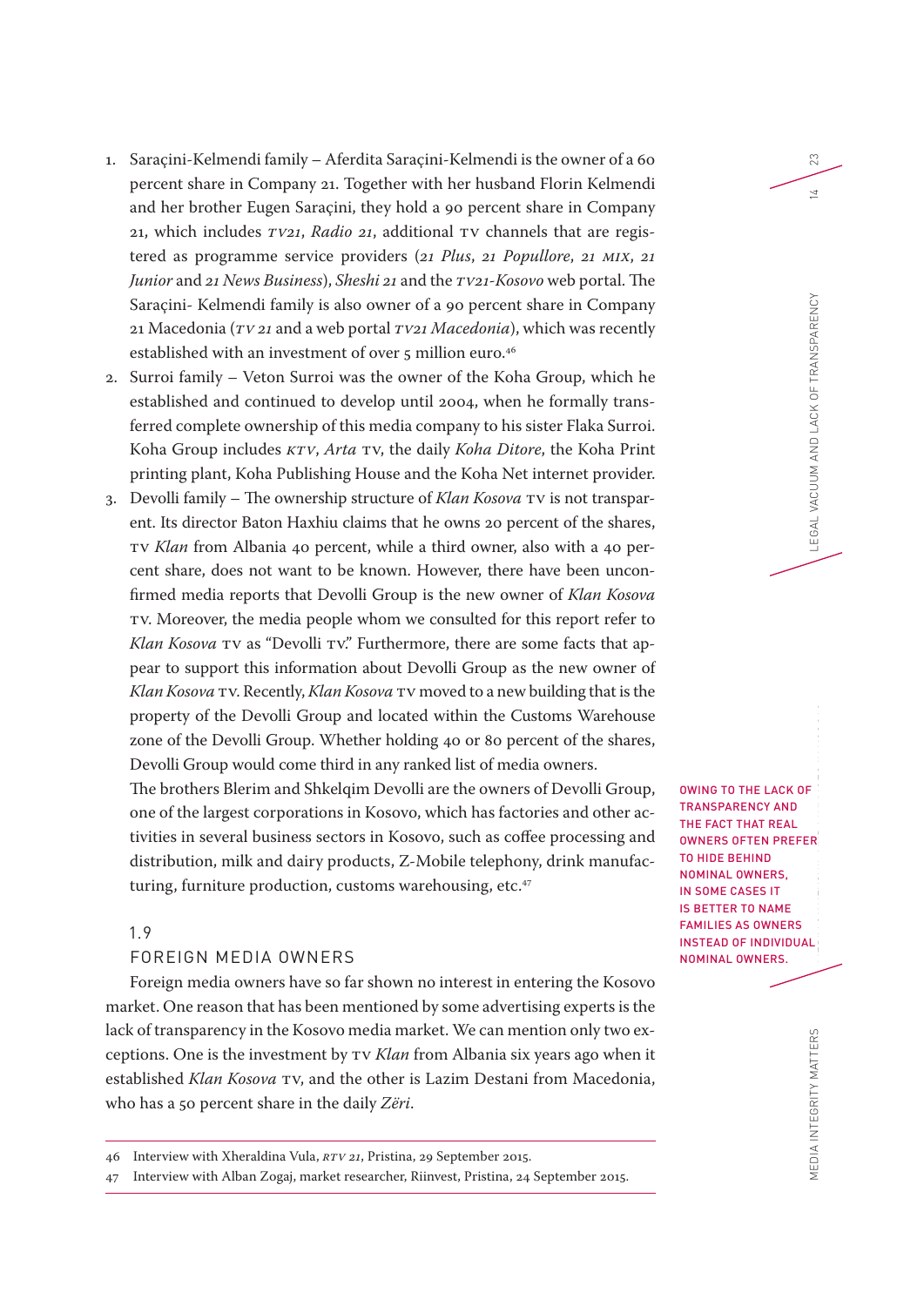1. Saraçini-Kelmendi family – Aferdita Saraçini-Kelmendi is the owner of a 60 percent share in Company 21. Together with her husband Florin Kelmendi and her brother Eugen Saraçini, they hold a 90 percent share in Company 21, which includes *TV21*, *Radio 21*, additional TV channels that are registered as programme service providers (*21 Plus*, *21 Popullore*, *21 MIX*, *21 Junior* and *21 News Business*), *Sheshi 21* and the *TV21-Kosovo* web portal. The Saraçini- Kelmendi family is also owner of a 90 percent share in Company 21 Macedonia (*TV 21* and a web portal *TV21 Macedonia*), which was recently established with an investment of over 5 million euro.[46]
2. Surroi family – Veton Surroi was the owner of the Koha Group, which he established and continued to develop until 2004, when he formally transferred complete ownership of this media company to his sister Flaka Surroi. Koha Group includes *KTV*, *Arta* TV, the daily *Koha Ditore*, the Koha Print printing plant, Koha Publishing House and the Koha Net internet provider.
3. Devolli family – The ownership structure of *Klan Kosova* TV is not transparent. Its director Baton Haxhiu claims that he owns 20 percent of the shares, TV *Klan* from Albania 40 percent, while a third owner, also with a 40 percent share, does not want to be known. However, there have been unconfirmed media reports that Devolli Group is the new owner of *Klan Kosova* TV. Moreover, the media people whom we consulted for this report refer to *Klan Kosova* TV as "Devolli TV." Furthermore, there are some facts that appear to support this information about Devolli Group as the new owner of *Klan Kosova* TV. Recently, *Klan Kosova* TV moved to a new building that is the property of the Devolli Group and located within the Customs Warehouse zone of the Devolli Group. Whether holding 40 or 80 percent of the shares, Devolli Group would come third in any ranked list of media owners.

   The brothers Blerim and Shkelqim Devolli are the owners of Devolli Group, one of the largest corporations in Kosovo, which has factories and other activities in several business sectors in Kosovo, such as coffee processing and distribution, milk and dairy products, Z-Mobile telephony, drink manufacturing, furniture production, customs warehousing, etc.[47]

OWING TO THE LACK OF TRANSPARENCY AND THE FACT THAT REAL OWNERS OFTEN PREFER TO HIDE BEHIND NOMINAL OWNERS, IN SOME CASES IT IS BETTER TO NAME FAMILIES AS OWNERS INSTEAD OF INDIVIDUAL NOMINAL OWNERS.

## 1.9 FOREIGN MEDIA OWNERS

Foreign media owners have so far shown no interest in entering the Kosovo market. One reason that has been mentioned by some advertising experts is the lack of transparency in the Kosovo media market. We can mention only two exceptions. One is the investment by TV *Klan* from Albania six years ago when it established *Klan Kosova* TV, and the other is Lazim Destani from Macedonia, who has a 50 percent share in the daily *Zëri*.

46 Interview with Xheraldina Vula, *RTV 21*, Pristina, 29 September 2015.

47 Interview with Alban Zogaj, market researcher, Riinvest, Pristina, 24 September 2015.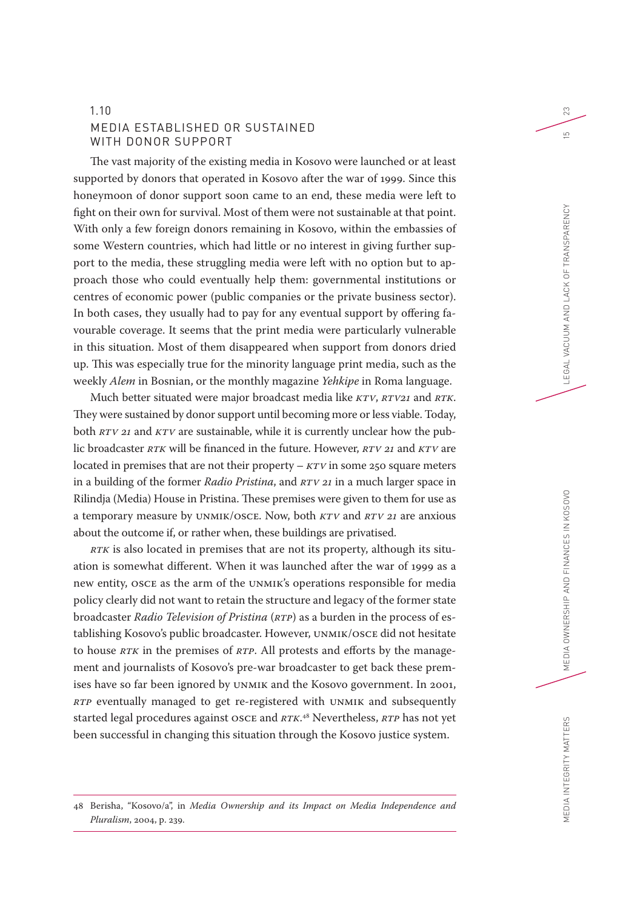## 1.10 MEDIA ESTABLISHED OR SUSTAINED WITH DONOR SUPPORT

The vast majority of the existing media in Kosovo were launched or at least supported by donors that operated in Kosovo after the war of 1999. Since this honeymoon of donor support soon came to an end, these media were left to fight on their own for survival. Most of them were not sustainable at that point. With only a few foreign donors remaining in Kosovo, within the embassies of some Western countries, which had little or no interest in giving further support to the media, these struggling media were left with no option but to approach those who could eventually help them: governmental institutions or centres of economic power (public companies or the private business sector). In both cases, they usually had to pay for any eventual support by offering favourable coverage. It seems that the print media were particularly vulnerable in this situation. Most of them disappeared when support from donors dried up. This was especially true for the minority language print media, such as the weekly *Alem* in Bosnian, or the monthly magazine *Yehkipe* in Roma language.

Much better situated were major broadcast media like *KTV*, *RTV21* and *RTK*. They were sustained by donor support until becoming more or less viable. Today, both *RTV 21* and *KTV* are sustainable, while it is currently unclear how the public broadcaster *RTK* will be financed in the future. However, *RTV 21* and *KTV* are located in premises that are not their property – *KTV* in some 250 square meters in a building of the former *Radio Pristina*, and *RTV 21* in a much larger space in Rilindja (Media) House in Pristina. These premises were given to them for use as a temporary measure by UNMIK/OSCE. Now, both *KTV* and *RTV 21* are anxious about the outcome if, or rather when, these buildings are privatised.

*RTK* is also located in premises that are not its property, although its situation is somewhat different. When it was launched after the war of 1999 as a new entity, OSCE as the arm of the UNMIK's operations responsible for media policy clearly did not want to retain the structure and legacy of the former state broadcaster *Radio Television of Pristina* (*RTP*) as a burden in the process of establishing Kosovo's public broadcaster. However, UNMIK/OSCE did not hesitate to house *RTK* in the premises of *RTP*. All protests and efforts by the management and journalists of Kosovo's pre-war broadcaster to get back these premises have so far been ignored by UNMIK and the Kosovo government. In 2001, *RTP* eventually managed to get re-registered with UNMIK and subsequently started legal procedures against OSCE and *RTK*.[48] Nevertheless, *RTP* has not yet been successful in changing this situation through the Kosovo justice system.

---

48 Berisha, "Kosovo/a", in *Media Ownership and its Impact on Media Independence and Pluralism*, 2004, p. 239.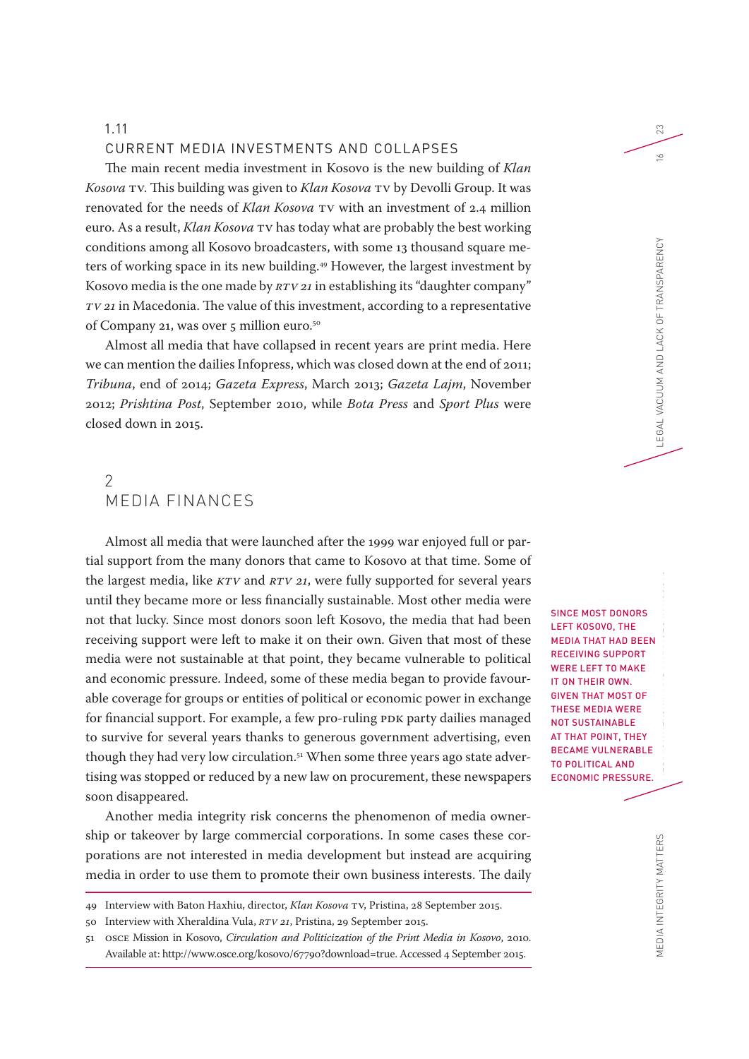### 1.11 CURRENT MEDIA INVESTMENTS AND COLLAPSES

The main recent media investment in Kosovo is the new building of *Klan Kosova* TV. This building was given to *Klan Kosova* TV by Devolli Group. It was renovated for the needs of *Klan Kosova* TV with an investment of 2.4 million euro. As a result, *Klan Kosova* TV has today what are probably the best working conditions among all Kosovo broadcasters, with some 13 thousand square meters of working space in its new building.[49] However, the largest investment by Kosovo media is the one made by *RTV 21* in establishing its "daughter company" *TV 21* in Macedonia. The value of this investment, according to a representative of Company 21, was over 5 million euro.[50]

Almost all media that have collapsed in recent years are print media. Here we can mention the dailies Infopress, which was closed down at the end of 2011; *Tribuna*, end of 2014; *Gazeta Express*, March 2013; *Gazeta Lajm*, November 2012; *Prishtina Post*, September 2010, while *Bota Press* and *Sport Plus* were closed down in 2015.

## 2 MEDIA FINANCES

Almost all media that were launched after the 1999 war enjoyed full or partial support from the many donors that came to Kosovo at that time. Some of the largest media, like *KTV* and *RTV 21*, were fully supported for several years until they became more or less financially sustainable. Most other media were not that lucky. Since most donors soon left Kosovo, the media that had been receiving support were left to make it on their own. Given that most of these media were not sustainable at that point, they became vulnerable to political and economic pressure. Indeed, some of these media began to provide favourable coverage for groups or entities of political or economic power in exchange for financial support. For example, a few pro-ruling PDK party dailies managed to survive for several years thanks to generous government advertising, even though they had very low circulation.[51] When some three years ago state advertising was stopped or reduced by a new law on procurement, these newspapers soon disappeared.

SINCE MOST DONORS LEFT KOSOVO, THE MEDIA THAT HAD BEEN RECEIVING SUPPORT WERE LEFT TO MAKE IT ON THEIR OWN. GIVEN THAT MOST OF THESE MEDIA WERE NOT SUSTAINABLE AT THAT POINT, THEY BECAME VULNERABLE TO POLITICAL AND ECONOMIC PRESSURE.

Another media integrity risk concerns the phenomenon of media ownership or takeover by large commercial corporations. In some cases these corporations are not interested in media development but instead are acquiring media in order to use them to promote their own business interests. The daily

---

49 Interview with Baton Haxhiu, director, *Klan Kosova* TV, Pristina, 28 September 2015.

50 Interview with Xheraldina Vula, *RTV 21*, Pristina, 29 September 2015.

51 OSCE Mission in Kosovo, *Circulation and Politicization of the Print Media in Kosovo*, 2010. Available at: http://www.osce.org/kosovo/67790?download=true. Accessed 4 September 2015.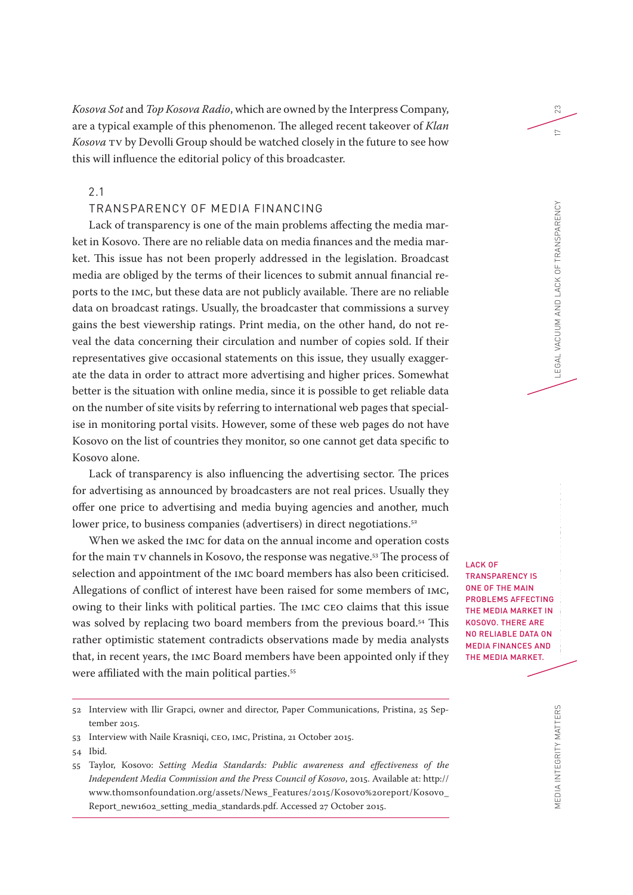*Kosova Sot* and *Top Kosova Radio*, which are owned by the Interpress Company, are a typical example of this phenomenon. The alleged recent takeover of *Klan Kosova* TV by Devolli Group should be watched closely in the future to see how this will influence the editorial policy of this broadcaster.

## 2.1 TRANSPARENCY OF MEDIA FINANCING

Lack of transparency is one of the main problems affecting the media market in Kosovo. There are no reliable data on media finances and the media market. This issue has not been properly addressed in the legislation. Broadcast media are obliged by the terms of their licences to submit annual financial reports to the IMC, but these data are not publicly available. There are no reliable data on broadcast ratings. Usually, the broadcaster that commissions a survey gains the best viewership ratings. Print media, on the other hand, do not reveal the data concerning their circulation and number of copies sold. If their representatives give occasional statements on this issue, they usually exaggerate the data in order to attract more advertising and higher prices. Somewhat better is the situation with online media, since it is possible to get reliable data on the number of site visits by referring to international web pages that specialise in monitoring portal visits. However, some of these web pages do not have Kosovo on the list of countries they monitor, so one cannot get data specific to Kosovo alone.

Lack of transparency is also influencing the advertising sector. The prices for advertising as announced by broadcasters are not real prices. Usually they offer one price to advertising and media buying agencies and another, much lower price, to business companies (advertisers) in direct negotiations.[52]

When we asked the IMC for data on the annual income and operation costs for the main TV channels in Kosovo, the response was negative.[53] The process of selection and appointment of the IMC board members has also been criticised. Allegations of conflict of interest have been raised for some members of IMC, owing to their links with political parties. The IMC CEO claims that this issue was solved by replacing two board members from the previous board.[54] This rather optimistic statement contradicts observations made by media analysts that, in recent years, the IMC Board members have been appointed only if they were affiliated with the main political parties.[55]

LACK OF TRANSPARENCY IS ONE OF THE MAIN PROBLEMS AFFECTING THE MEDIA MARKET IN KOSOVO. THERE ARE NO RELIABLE DATA ON MEDIA FINANCES AND THE MEDIA MARKET.

---

52 Interview with Ilir Grapci, owner and director, Paper Communications, Pristina, 25 September 2015.

53 Interview with Naile Krasniqi, CEO, IMC, Pristina, 21 October 2015.

54 Ibid.

55 Taylor, Kosovo: *Setting Media Standards: Public awareness and effectiveness of the Independent Media Commission and the Press Council of Kosovo*, 2015. Available at: http://www.thomsonfoundation.org/assets/News_Features/2015/Kosovo%20report/Kosovo_Report_new1602_setting_media_standards.pdf. Accessed 27 October 2015.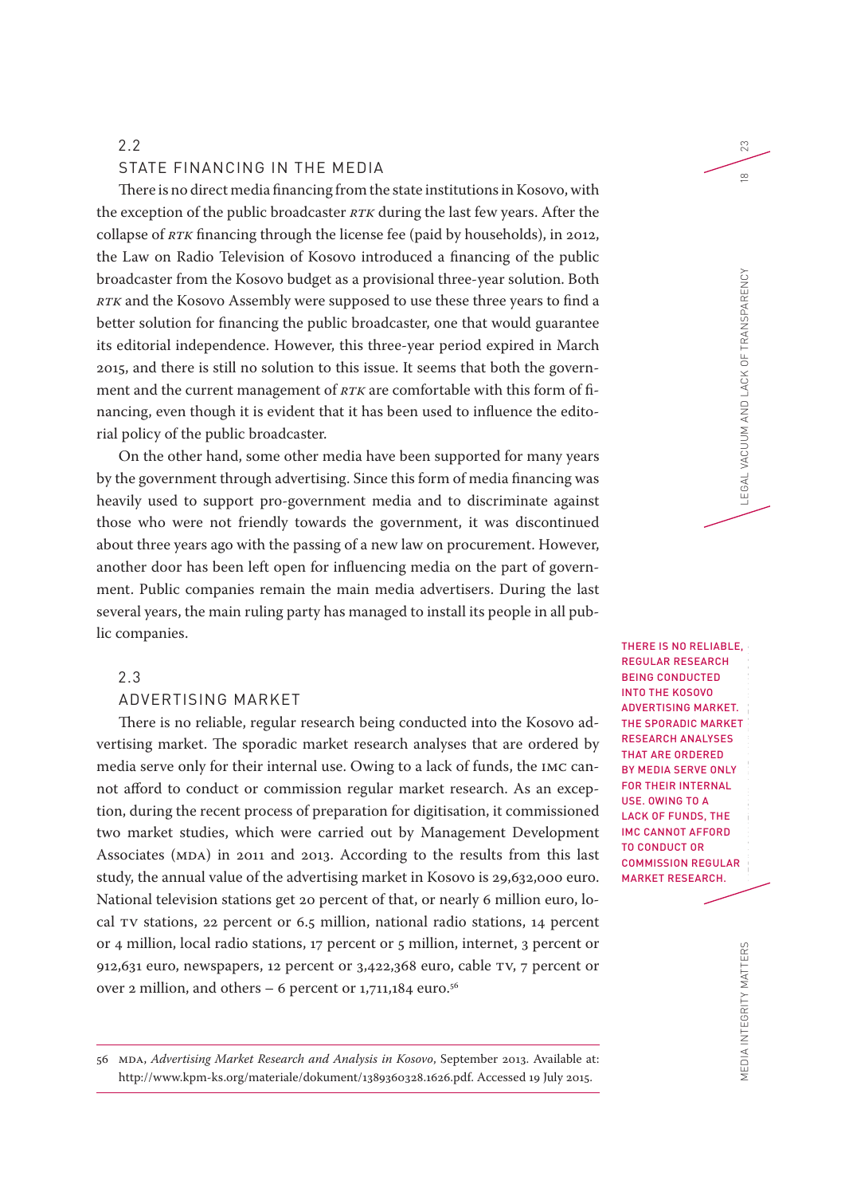## 2.2 STATE FINANCING IN THE MEDIA

There is no direct media financing from the state institutions in Kosovo, with the exception of the public broadcaster *RTK* during the last few years. After the collapse of *RTK* financing through the license fee (paid by households), in 2012, the Law on Radio Television of Kosovo introduced a financing of the public broadcaster from the Kosovo budget as a provisional three-year solution. Both *RTK* and the Kosovo Assembly were supposed to use these three years to find a better solution for financing the public broadcaster, one that would guarantee its editorial independence. However, this three-year period expired in March 2015, and there is still no solution to this issue. It seems that both the government and the current management of *RTK* are comfortable with this form of financing, even though it is evident that it has been used to influence the editorial policy of the public broadcaster.

On the other hand, some other media have been supported for many years by the government through advertising. Since this form of media financing was heavily used to support pro-government media and to discriminate against those who were not friendly towards the government, it was discontinued about three years ago with the passing of a new law on procurement. However, another door has been left open for influencing media on the part of government. Public companies remain the main media advertisers. During the last several years, the main ruling party has managed to install its people in all public companies.

## 2.3 ADVERTISING MARKET

There is no reliable, regular research being conducted into the Kosovo advertising market. The sporadic market research analyses that are ordered by media serve only for their internal use. Owing to a lack of funds, the IMC cannot afford to conduct or commission regular market research. As an exception, during the recent process of preparation for digitisation, it commissioned two market studies, which were carried out by Management Development Associates (MDA) in 2011 and 2013. According to the results from this last study, the annual value of the advertising market in Kosovo is 29,632,000 euro. National television stations get 20 percent of that, or nearly 6 million euro, local TV stations, 22 percent or 6.5 million, national radio stations, 14 percent or 4 million, local radio stations, 17 percent or 5 million, internet, 3 percent or 912,631 euro, newspapers, 12 percent or 3,422,368 euro, cable TV, 7 percent or over 2 million, and others – 6 percent or 1,711,184 euro.[56]

THERE IS NO RELIABLE, REGULAR RESEARCH BEING CONDUCTED INTO THE KOSOVO ADVERTISING MARKET. THE SPORADIC MARKET RESEARCH ANALYSES THAT ARE ORDERED BY MEDIA SERVE ONLY FOR THEIR INTERNAL USE. OWING TO A LACK OF FUNDS, THE IMC CANNOT AFFORD TO CONDUCT OR COMMISSION REGULAR MARKET RESEARCH.

---

56 MDA, *Advertising Market Research and Analysis in Kosovo*, September 2013. Available at: http://www.kpm-ks.org/materiale/dokument/1389360328.1626.pdf. Accessed 19 July 2015.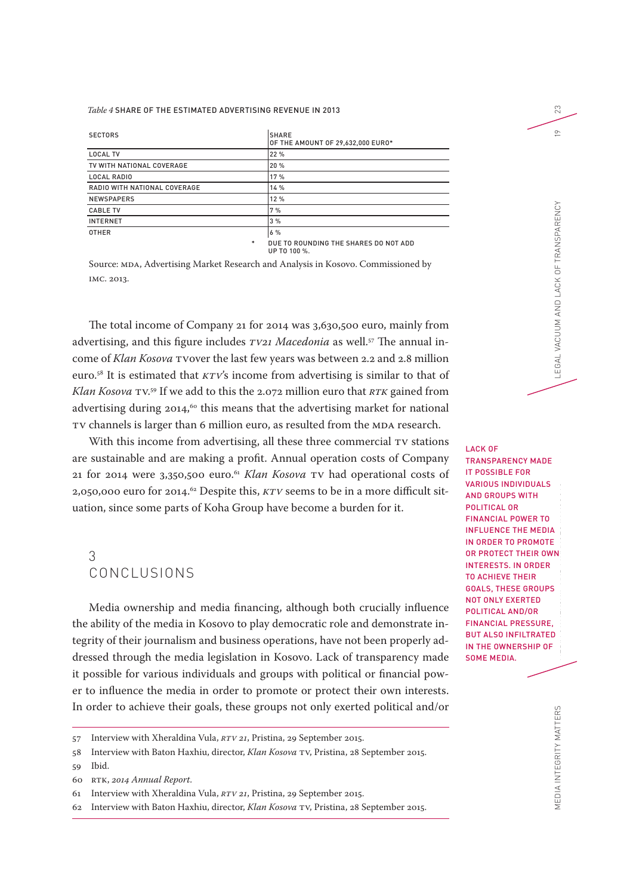*Table 4* SHARE OF THE ESTIMATED ADVERTISING REVENUE IN 2013

| SECTORS | SHARE OF THE AMOUNT OF 29,632,000 EURO* |
|---|---|
| LOCAL TV | 22 % |
| TV WITH NATIONAL COVERAGE | 20 % |
| LOCAL RADIO | 17 % |
| RADIO WITH NATIONAL COVERAGE | 14 % |
| NEWSPAPERS | 12 % |
| CABLE TV | 7 % |
| INTERNET | 3 % |
| OTHER | 6 % |

\* DUE TO ROUNDING THE SHARES DO NOT ADD UP TO 100 %.

Source: MDA, Advertising Market Research and Analysis in Kosovo. Commissioned by IMC. 2013.

The total income of Company 21 for 2014 was 3,630,500 euro, mainly from advertising, and this figure includes *TV21 Macedonia* as well.[57] The annual income of *Klan Kosova* TVover the last few years was between 2.2 and 2.8 million euro.[58] It is estimated that *KTV*'s income from advertising is similar to that of *Klan Kosova* TV.[59] If we add to this the 2.072 million euro that *RTK* gained from advertising during 2014,[60] this means that the advertising market for national TV channels is larger than 6 million euro, as resulted from the MDA research.

With this income from advertising, all these three commercial TV stations are sustainable and are making a profit. Annual operation costs of Company 21 for 2014 were 3,350,500 euro.[61] *Klan Kosova* TV had operational costs of 2,050,000 euro for 2014.[62] Despite this, *KTV* seems to be in a more difficult situation, since some parts of Koha Group have become a burden for it.

## 3 CONCLUSIONS

Media ownership and media financing, although both crucially influence the ability of the media in Kosovo to play democratic role and demonstrate integrity of their journalism and business operations, have not been properly addressed through the media legislation in Kosovo. Lack of transparency made it possible for various individuals and groups with political or financial power to influence the media in order to promote or protect their own interests. In order to achieve their goals, these groups not only exerted political and/or

LACK OF TRANSPARENCY MADE IT POSSIBLE FOR VARIOUS INDIVIDUALS AND GROUPS WITH POLITICAL OR FINANCIAL POWER TO INFLUENCE THE MEDIA IN ORDER TO PROMOTE OR PROTECT THEIR OWN INTERESTS. IN ORDER TO ACHIEVE THEIR GOALS, THESE GROUPS NOT ONLY EXERTED POLITICAL AND/OR FINANCIAL PRESSURE, BUT ALSO INFILTRATED IN THE OWNERSHIP OF SOME MEDIA.

57 Interview with Xheraldina Vula, *RTV 21*, Pristina, 29 September 2015.

58 Interview with Baton Haxhiu, director, *Klan Kosova* TV, Pristina, 28 September 2015.

59 Ibid.

60 RTK, *2014 Annual Report*.

61 Interview with Xheraldina Vula, *RTV 21*, Pristina, 29 September 2015.

62 Interview with Baton Haxhiu, director, *Klan Kosova* TV, Pristina, 28 September 2015.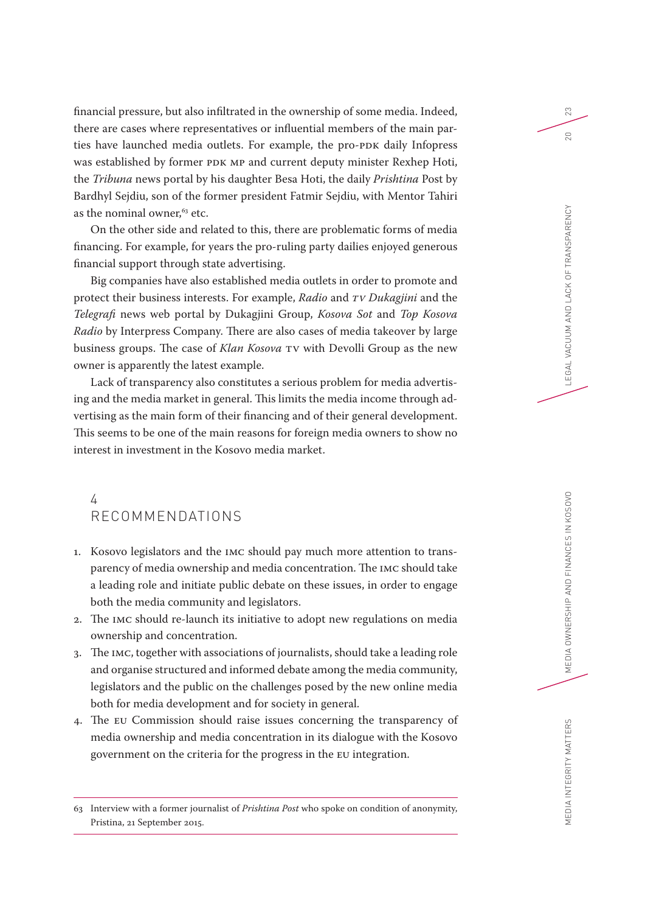financial pressure, but also infiltrated in the ownership of some media. Indeed, there are cases where representatives or influential members of the main parties have launched media outlets. For example, the pro-PDK daily Infopress was established by former PDK MP and current deputy minister Rexhep Hoti, the *Tribuna* news portal by his daughter Besa Hoti, the daily *Prishtina* Post by Bardhyl Sejdiu, son of the former president Fatmir Sejdiu, with Mentor Tahiri as the nominal owner,[63] etc.

On the other side and related to this, there are problematic forms of media financing. For example, for years the pro-ruling party dailies enjoyed generous financial support through state advertising.

Big companies have also established media outlets in order to promote and protect their business interests. For example, *Radio* and *TV Dukagjini* and the *Telegrafi* news web portal by Dukagjini Group, *Kosova Sot* and *Top Kosova Radio* by Interpress Company. There are also cases of media takeover by large business groups. The case of *Klan Kosova* TV with Devolli Group as the new owner is apparently the latest example.

Lack of transparency also constitutes a serious problem for media advertising and the media market in general. This limits the media income through advertising as the main form of their financing and of their general development. This seems to be one of the main reasons for foreign media owners to show no interest in investment in the Kosovo media market.

## 4 RECOMMENDATIONS

1. Kosovo legislators and the IMC should pay much more attention to transparency of media ownership and media concentration. The IMC should take a leading role and initiate public debate on these issues, in order to engage both the media community and legislators.
2. The IMC should re-launch its initiative to adopt new regulations on media ownership and concentration.
3. The IMC, together with associations of journalists, should take a leading role and organise structured and informed debate among the media community, legislators and the public on the challenges posed by the new online media both for media development and for society in general.
4. The EU Commission should raise issues concerning the transparency of media ownership and media concentration in its dialogue with the Kosovo government on the criteria for the progress in the EU integration.

---

63 Interview with a former journalist of *Prishtina Post* who spoke on condition of anonymity, Pristina, 21 September 2015.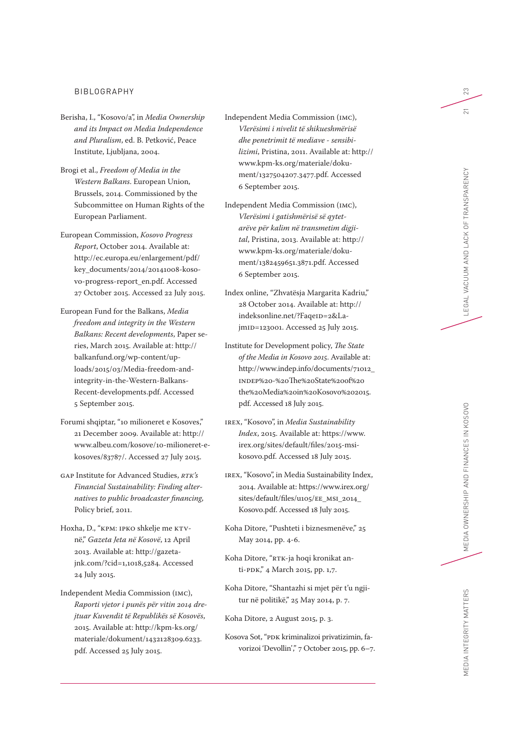## BIBLIOGRAPHY

Berisha, I., "Kosovo/a", in *Media Ownership and its Impact on Media Independence and Pluralism*, ed. B. Petković, Peace Institute, Ljubljana, 2004.

Brogi et al., *Freedom of Media in the Western Balkans*. European Union, Brussels, 2014. Commissioned by the Subcommittee on Human Rights of the European Parliament.

European Commission, *Kosovo Progress Report*, October 2014. Available at: http://ec.europa.eu/enlargement/pdf/key_documents/2014/20141008-kosovo-progress-report_en.pdf. Accessed 27 October 2015. Accessed 22 July 2015.

European Fund for the Balkans, *Media freedom and integrity in the Western Balkans: Recent developments*, Paper series, March 2015. Available at: http://balkanfund.org/wp-content/uploads/2015/03/Media-freedom-and-integrity-in-the-Western-Balkans-Recent-developments.pdf. Accessed 5 September 2015.

Forumi shqiptar, "10 milioneret e Kosoves," 21 December 2009. Available at: http://www.albeu.com/kosove/10-milioneret-e-kosoves/83787/. Accessed 27 July 2015.

GAP Institute for Advanced Studies, *RTK's Financial Sustainability: Finding alternatives to public broadcaster financing*, Policy brief, 2011.

Hoxha, D., "KPM: IPKO shkelje me KTV-në," *Gazeta Jeta në Kosovë*, 12 April 2013. Available at: http://gazeta-jnk.com/?cid=1,1018,5284. Accessed 24 July 2015.

Independent Media Commission (IMC), *Raporti vjetor i punës për vitin 2014 drejtuar Kuvendit të Republikës së Kosovës*, 2015. Available at: http://kpm-ks.org/materiale/dokument/1432128309.6233.pdf. Accessed 25 July 2015.

Independent Media Commission (IMC), *Vlerësimi i nivelit të shikueshmërisë dhe penetrimit të mediave - sensibilizimi*, Pristina, 2011. Available at: http://www.kpm-ks.org/materiale/dokument/1327504207.3477.pdf. Accessed 6 September 2015.

Independent Media Commission (IMC), *Vlerësimi i gatishmërisë së qytetarëve për kalim në transmetim digjital*, Pristina, 2013. Available at: http://www.kpm-ks.org/materiale/dokument/1382459651.3871.pdf. Accessed 6 September 2015.

Index online, "Zhvatësja Margarita Kadriu," 28 October 2014. Available at: http://indeksonline.net/?FaqeID=2&LajmID=123001. Accessed 25 July 2015.

Institute for Development policy, *The State of the Media in Kosovo 2015*. Available at: http://www.indep.info/documents/71012_INDEP%20-%20The%20State%20of%20the%20Media%20in%20Kosovo%202015.pdf. Accessed 18 July 2015.

IREX, "Kosovo", in *Media Sustainability Index*, 2015. Available at: https://www.irex.org/sites/default/files/2015-msi-kosovo.pdf. Accessed 18 July 2015.

IREX, "Kosovo", in Media Sustainability Index, 2014. Available at: https://www.irex.org/sites/default/files/u105/EE_MSI_2014_Kosovo.pdf. Accessed 18 July 2015.

Koha Ditore, "Pushteti i biznesmenëve," 25 May 2014, pp. 4-6.

Koha Ditore, "RTK-ja hoqi kronikat anti-PDK," 4 March 2015, pp. 1,7.

Koha Ditore, "Shantazhi si mjet për t'u ngjitur në politikë," 25 May 2014, p. 7.

Koha Ditore, 2 August 2015, p. 3.

Kosova Sot, "PDK kriminalizoi privatizimin, favorizoi 'Devollin'," 7 October 2015, pp. 6–7.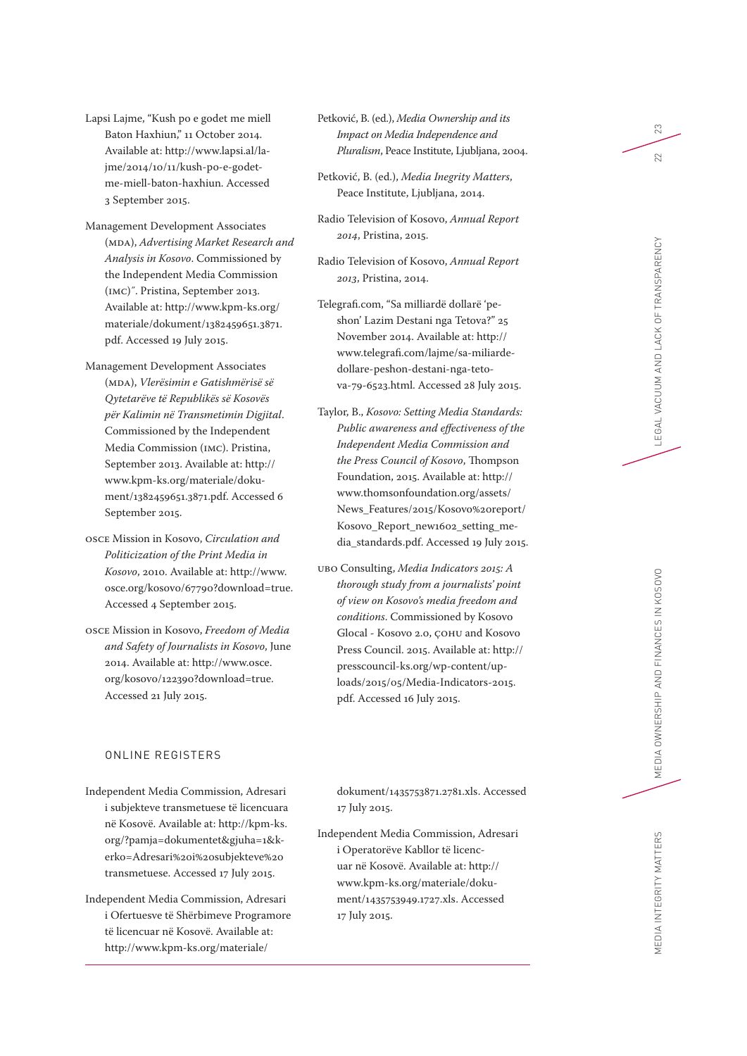Lapsi Lajme, "Kush po e godet me miell Baton Haxhiun," 11 October 2014. Available at: http://www.lapsi.al/lajme/2014/10/11/kush-po-e-godet-me-miell-baton-haxhiun. Accessed 3 September 2015.

Management Development Associates (MDA), *Advertising Market Research and Analysis in Kosovo*. Commissioned by the Independent Media Commission (IMC)". Pristina, September 2013. Available at: http://www.kpm-ks.org/materiale/dokument/1382459651.3871.pdf. Accessed 19 July 2015.

Management Development Associates (MDA), *Vlerësimin e Gatishmërisë së Qytetarëve të Republikës së Kosovës për Kalimin në Transmetimin Digjital*. Commissioned by the Independent Media Commission (IMC). Pristina, September 2013. Available at: http://www.kpm-ks.org/materiale/dokument/1382459651.3871.pdf. Accessed 6 September 2015.

OSCE Mission in Kosovo, *Circulation and Politicization of the Print Media in Kosovo*, 2010. Available at: http://www.osce.org/kosovo/67790?download=true. Accessed 4 September 2015.

OSCE Mission in Kosovo, *Freedom of Media and Safety of Journalists in Kosovo*, June 2014. Available at: http://www.osce.org/kosovo/122390?download=true. Accessed 21 July 2015.

Petković, B. (ed.), *Media Ownership and its Impact on Media Independence and Pluralism*, Peace Institute, Ljubljana, 2004.

Petković, B. (ed.), *Media Inegrity Matters*, Peace Institute, Ljubljana, 2014.

Radio Television of Kosovo, *Annual Report 2014*, Pristina, 2015.

Radio Television of Kosovo, *Annual Report 2013*, Pristina, 2014.

Telegrafi.com, "Sa milliardë dollarë 'peshon' Lazim Destani nga Tetova?" 25 November 2014. Available at: http://www.telegrafi.com/lajme/sa-miliarde-dollare-peshon-destani-nga-tetova-79-6523.html. Accessed 28 July 2015.

Taylor, B., *Kosovo: Setting Media Standards: Public awareness and effectiveness of the Independent Media Commission and the Press Council of Kosovo*, Thompson Foundation, 2015. Available at: http://www.thomsonfoundation.org/assets/News_Features/2015/Kosovo%20report/Kosovo_Report_new1602_setting_media_standards.pdf. Accessed 19 July 2015.

UBO Consulting, *Media Indicators 2015: A thorough study from a journalists' point of view on Kosovo's media freedom and conditions*. Commissioned by Kosovo Glocal - Kosovo 2.0, ÇOHU and Kosovo Press Council. 2015. Available at: http://presscouncil-ks.org/wp-content/uploads/2015/05/Media-Indicators-2015.pdf. Accessed 16 July 2015.

## ONLINE REGISTERS

Independent Media Commission, Adresari i subjekteve transmetuese të licencuara në Kosovë. Available at: http://kpm-ks.org/?pamja=dokumentet&gjuha=1&kerko=Adresari%20i%20subjekteve%20transmetuese. Accessed 17 July 2015.

Independent Media Commission, Adresari i Ofertuesve të Shërbimeve Programore të licencuar në Kosovë. Available at: http://www.kpm-ks.org/materiale/dokument/1435753871.2781.xls. Accessed 17 July 2015.

Independent Media Commission, Adresari i Operatorëve Kabllor të licencuar në Kosovë. Available at: http://www.kpm-ks.org/materiale/dokument/1435753949.1727.xls. Accessed 17 July 2015.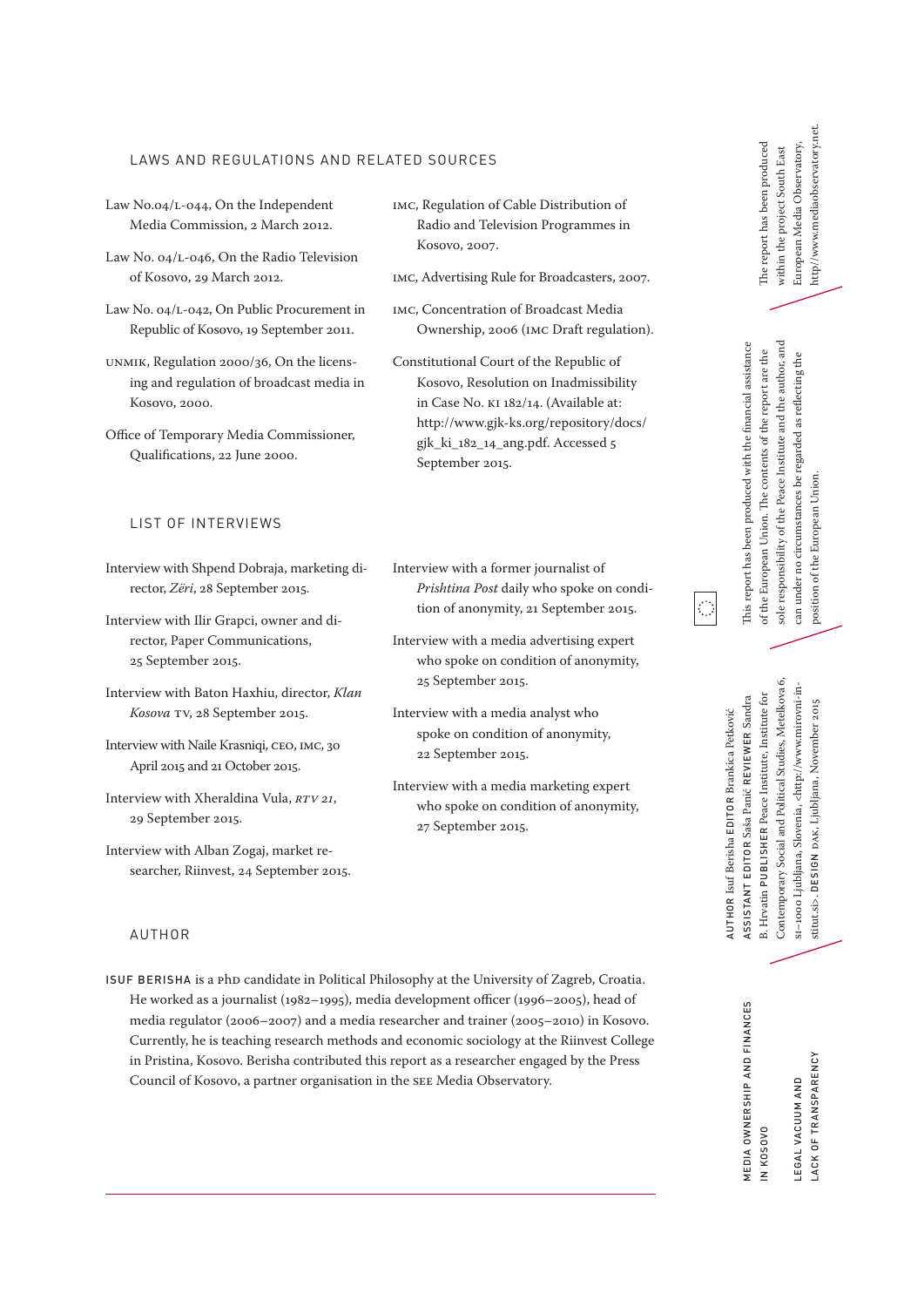## LAWS AND REGULATIONS AND RELATED SOURCES

Law No.04/L-044, On the Independent Media Commission, 2 March 2012.

Law No. 04/L-046, On the Radio Television of Kosovo, 29 March 2012.

Law No. 04/L-042, On Public Procurement in Republic of Kosovo, 19 September 2011.

UNMIK, Regulation 2000/36, On the licensing and regulation of broadcast media in Kosovo, 2000.

Office of Temporary Media Commissioner, Qualifications, 22 June 2000.

IMC, Regulation of Cable Distribution of Radio and Television Programmes in Kosovo, 2007.

IMC, Advertising Rule for Broadcasters, 2007.

IMC, Concentration of Broadcast Media Ownership, 2006 (IMC Draft regulation).

Constitutional Court of the Republic of Kosovo, Resolution on Inadmissibility in Case No. KI 182/14. (Available at: http://www.gjk-ks.org/repository/docs/gjk_ki_182_14_ang.pdf. Accessed 5 September 2015.

## LIST OF INTERVIEWS

Interview with Shpend Dobraja, marketing director, *Zëri*, 28 September 2015.

Interview with Ilir Grapci, owner and director, Paper Communications, 25 September 2015.

Interview with Baton Haxhiu, director, *Klan Kosova* TV, 28 September 2015.

Interview with Naile Krasniqi, CEO, IMC, 30 April 2015 and 21 October 2015.

Interview with Xheraldina Vula, *RTV 21*, 29 September 2015.

Interview with Alban Zogaj, market researcher, Riinvest, 24 September 2015.

Interview with a former journalist of *Prishtina Post* daily who spoke on condition of anonymity, 21 September 2015.

Interview with a media advertising expert who spoke on condition of anonymity, 25 September 2015.

Interview with a media analyst who spoke on condition of anonymity, 22 September 2015.

Interview with a media marketing expert who spoke on condition of anonymity, 27 September 2015.

## AUTHOR

**ISUF BERISHA** is a PhD candidate in Political Philosophy at the University of Zagreb, Croatia. He worked as a journalist (1982–1995), media development officer (1996–2005), head of media regulator (2006–2007) and a media researcher and trainer (2005–2010) in Kosovo. Currently, he is teaching research methods and economic sociology at the Riinvest College in Pristina, Kosovo. Berisha contributed this report as a researcher engaged by the Press Council of Kosovo, a partner organisation in the SEE Media Observatory.

MEDIA OWNERSHIP AND FINANCES IN KOSOVO

LEGAL VACUUM AND LACK OF TRANSPARENCY

**AUTHOR** Isuf Berisha **EDITOR** Brankica Petković **ASSISTANT EDITOR** Saša Panić **REVIEWER** Sandra B. Hrvatin **PUBLISHER** Peace Institute, Institute for Contemporary Social and Political Studies, Metelkova 6, SI–1000 Ljubljana, Slovenia, <http://www.mirovni-institut.si>. **DESIGN** DAK, Ljubljana, November 2015

This report has been produced with the financial assistance of the European Union. The contents of the report are the sole responsibility of the Peace Institute and the author, and can under no circumstances be regarded as reflecting the position of the European Union.

The report has been produced within the project South East European Media Observatory, http//www.mediaobservatory.net.